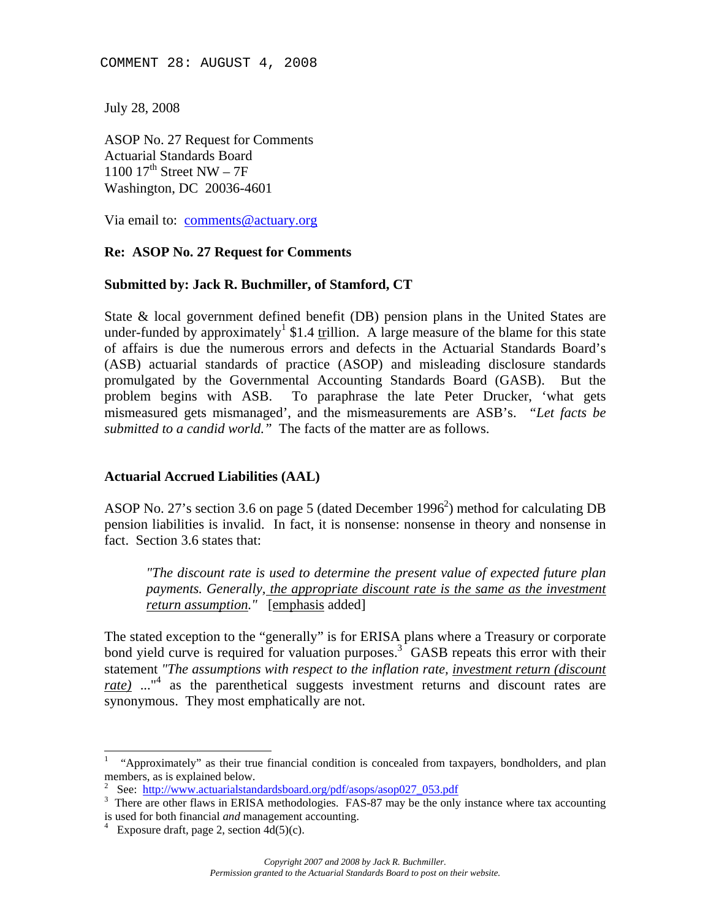COMMENT 28: AUGUST 4, 2008

July 28, 2008

ASOP No. 27 Request for Comments
Actuarial Standards Board
1100 17th Street NW – 7F
Washington, DC 20036-4601

Via email to: comments@actuary.org

**Re: ASOP No. 27 Request for Comments**

**Submitted by: Jack R. Buchmiller, of Stamford, CT**

State & local government defined benefit (DB) pension plans in the United States are under-funded by approximately[1] $1.4 trillion. A large measure of the blame for this state of affairs is due the numerous errors and defects in the Actuarial Standards Board's (ASB) actuarial standards of practice (ASOP) and misleading disclosure standards promulgated by the Governmental Accounting Standards Board (GASB). But the problem begins with ASB. To paraphrase the late Peter Drucker, 'what gets mismeasured gets mismanaged', and the mismeasurements are ASB's. *"Let facts be submitted to a candid world."* The facts of the matter are as follows.

### Actuarial Accrued Liabilities (AAL)

ASOP No. 27's section 3.6 on page 5 (dated December 1996[2]) method for calculating DB pension liabilities is invalid. In fact, it is nonsense: nonsense in theory and nonsense in fact. Section 3.6 states that:

> *"The discount rate is used to determine the present value of expected future plan payments. Generally, the appropriate discount rate is the same as the investment return assumption."* [emphasis added]

The stated exception to the "generally" is for ERISA plans where a Treasury or corporate bond yield curve is required for valuation purposes.[3] GASB repeats this error with their statement *"The assumptions with respect to the inflation rate, investment return (discount rate) ..."*[4] as the parenthetical suggests investment returns and discount rates are synonymous. They most emphatically are not.

---

[1] "Approximately" as their true financial condition is concealed from taxpayers, bondholders, and plan members, as is explained below.

[2] See: http://www.actuarialstandardsboard.org/pdf/asops/asop027_053.pdf

[3] There are other flaws in ERISA methodologies. FAS-87 may be the only instance where tax accounting is used for both financial *and* management accounting.

[4] Exposure draft, page 2, section 4d(5)(c).

*Copyright 2007 and 2008 by Jack R. Buchmiller.*
*Permission granted to the Actuarial Standards Board to post on their website.*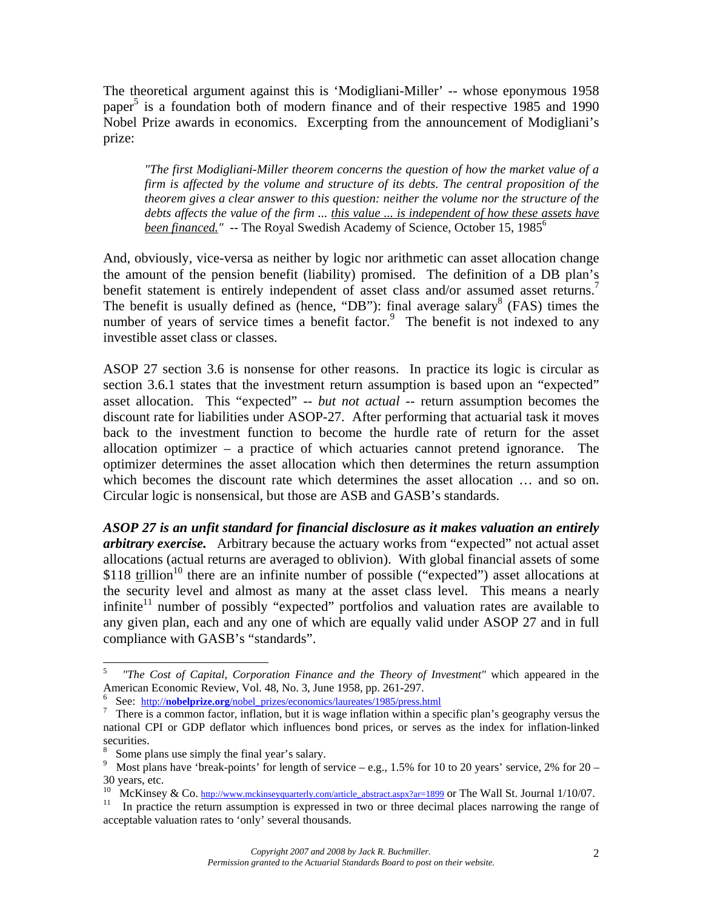The theoretical argument against this is 'Modigliani-Miller' -- whose eponymous 1958 paper[5] is a foundation both of modern finance and of their respective 1985 and 1990 Nobel Prize awards in economics. Excerpting from the announcement of Modigliani's prize:

> *"The first Modigliani-Miller theorem concerns the question of how the market value of a firm is affected by the volume and structure of its debts. The central proposition of the theorem gives a clear answer to this question: neither the volume nor the structure of the debts affects the value of the firm ... <u>this value ... is independent of how these assets have been financed.</u>"* -- The Royal Swedish Academy of Science, October 15, 1985[6]

And, obviously, vice-versa as neither by logic nor arithmetic can asset allocation change the amount of the pension benefit (liability) promised. The definition of a DB plan's benefit statement is entirely independent of asset class and/or assumed asset returns.[7] The benefit is usually defined as (hence, "DB"): final average salary[8] (FAS) times the number of years of service times a benefit factor.[9] The benefit is not indexed to any investible asset class or classes.

ASOP 27 section 3.6 is nonsense for other reasons. In practice its logic is circular as section 3.6.1 states that the investment return assumption is based upon an "expected" asset allocation. This "expected" -- *but not actual* -- return assumption becomes the discount rate for liabilities under ASOP-27. After performing that actuarial task it moves back to the investment function to become the hurdle rate of return for the asset allocation optimizer – a practice of which actuaries cannot pretend ignorance. The optimizer determines the asset allocation which then determines the return assumption which becomes the discount rate which determines the asset allocation … and so on. Circular logic is nonsensical, but those are ASB and GASB's standards.

***ASOP 27 is an unfit standard for financial disclosure as it makes valuation an entirely arbitrary exercise.*** Arbitrary because the actuary works from "expected" not actual asset allocations (actual returns are averaged to oblivion). With global financial assets of some $118 <u>t</u>rillion[10] there are an infinite number of possible ("expected") asset allocations at the security level and almost as many at the asset class level. This means a nearly infinite[11] number of possibly "expected" portfolios and valuation rates are available to any given plan, each and any one of which are equally valid under ASOP 27 and in full compliance with GASB's "standards".

---

[5] *"The Cost of Capital, Corporation Finance and the Theory of Investment"* which appeared in the American Economic Review, Vol. 48, No. 3, June 1958, pp. 261-297.

[6] See: http://**nobelprize.org**/nobel_prizes/economics/laureates/1985/press.html

[7] There is a common factor, inflation, but it is wage inflation within a specific plan's geography versus the national CPI or GDP deflator which influences bond prices, or serves as the index for inflation-linked securities.

[8] Some plans use simply the final year's salary.

[9] Most plans have 'break-points' for length of service – e.g., 1.5% for 10 to 20 years' service, 2% for 20 – 30 years, etc.

[10] McKinsey & Co. http://www.mckinseyquarterly.com/article_abstract.aspx?ar=1899 or The Wall St. Journal 1/10/07.

[11] In practice the return assumption is expressed in two or three decimal places narrowing the range of acceptable valuation rates to 'only' several thousands.

Copyright 2007 and 2008 by Jack R. Buchmiller.
Permission granted to the Actuarial Standards Board to post on their website.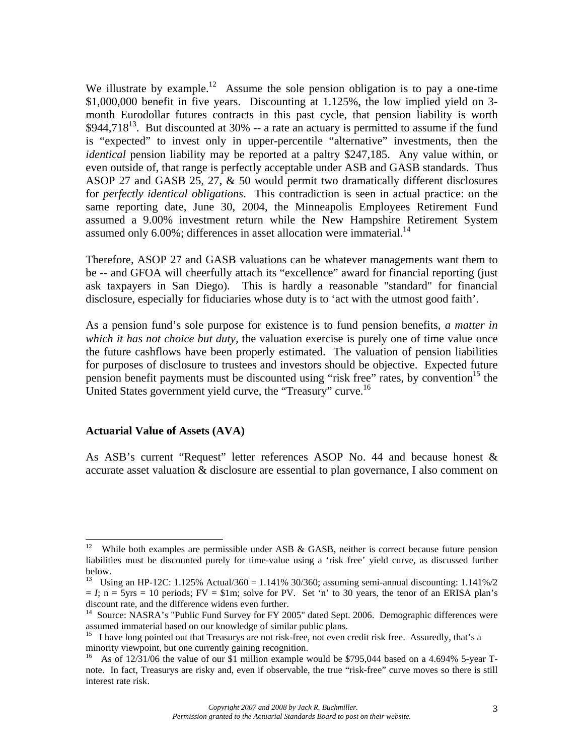We illustrate by example.[12] Assume the sole pension obligation is to pay a one-time \$1,000,000 benefit in five years. Discounting at 1.125%, the low implied yield on 3-month Eurodollar futures contracts in this past cycle, that pension liability is worth \$944,718[13]. But discounted at 30% -- a rate an actuary is permitted to assume if the fund is "expected" to invest only in upper-percentile "alternative" investments, then the *identical* pension liability may be reported at a paltry \$247,185. Any value within, or even outside of, that range is perfectly acceptable under ASB and GASB standards. Thus ASOP 27 and GASB 25, 27, & 50 would permit two dramatically different disclosures for *perfectly identical obligations*. This contradiction is seen in actual practice: on the same reporting date, June 30, 2004, the Minneapolis Employees Retirement Fund assumed a 9.00% investment return while the New Hampshire Retirement System assumed only 6.00%; differences in asset allocation were immaterial.[14]

Therefore, ASOP 27 and GASB valuations can be whatever managements want them to be -- and GFOA will cheerfully attach its "excellence" award for financial reporting (just ask taxpayers in San Diego). This is hardly a reasonable "standard" for financial disclosure, especially for fiduciaries whose duty is to 'act with the utmost good faith'.

As a pension fund's sole purpose for existence is to fund pension benefits, *a matter in which it has not choice but duty,* the valuation exercise is purely one of time value once the future cashflows have been properly estimated. The valuation of pension liabilities for purposes of disclosure to trustees and investors should be objective. Expected future pension benefit payments must be discounted using "risk free" rates, by convention[15] the United States government yield curve, the "Treasury" curve.[16]

### Actuarial Value of Assets (AVA)

As ASB's current "Request" letter references ASOP No. 44 and because honest & accurate asset valuation & disclosure are essential to plan governance, I also comment on

---

[12] While both examples are permissible under ASB & GASB, neither is correct because future pension liabilities must be discounted purely for time-value using a 'risk free' yield curve, as discussed further below.

[13] Using an HP-12C: 1.125% Actual/360 = 1.141% 30/360; assuming semi-annual discounting: 1.141%/2 = *I*; n = 5yrs = 10 periods; FV = \$1m; solve for PV. Set 'n' to 30 years, the tenor of an ERISA plan's discount rate, and the difference widens even further.

[14] Source: NASRA's "Public Fund Survey for FY 2005" dated Sept. 2006. Demographic differences were assumed immaterial based on our knowledge of similar public plans.

[15] I have long pointed out that Treasurys are not risk-free, not even credit risk free. Assuredly, that's a minority viewpoint, but one currently gaining recognition.

[16] As of 12/31/06 the value of our \$1 million example would be \$795,044 based on a 4.694% 5-year T-note. In fact, Treasurys are risky and, even if observable, the true "risk-free" curve moves so there is still interest rate risk.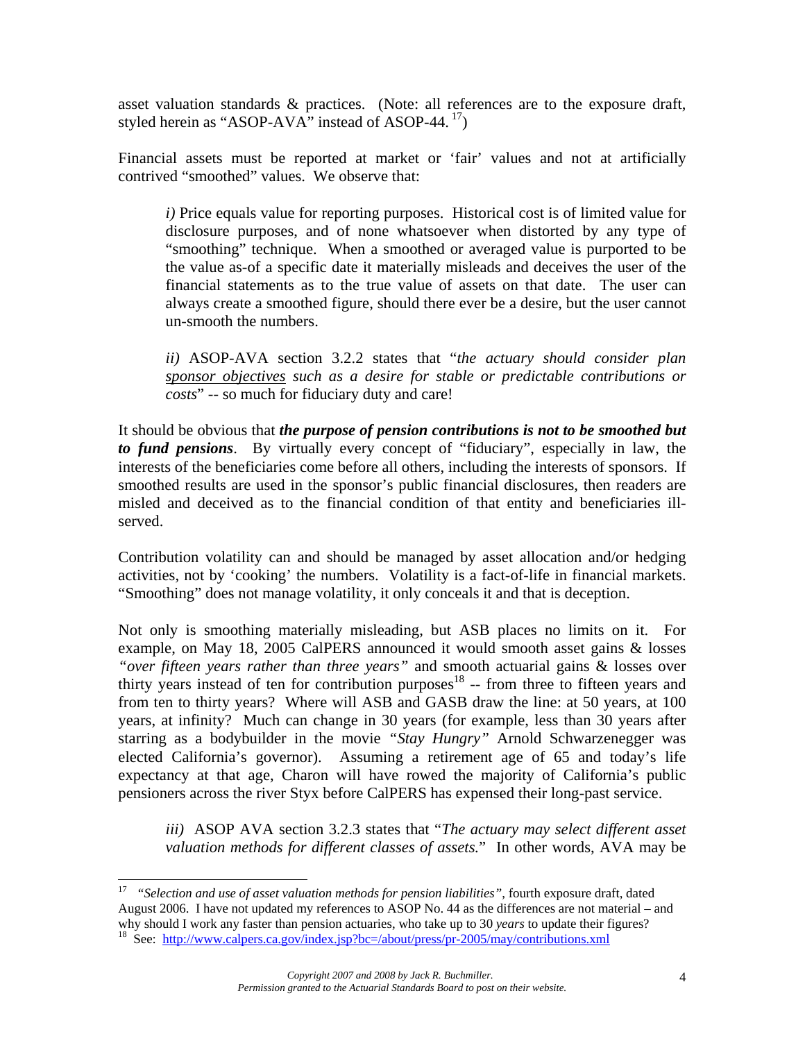asset valuation standards & practices. (Note: all references are to the exposure draft, styled herein as "ASOP-AVA" instead of ASOP-44. [17])

Financial assets must be reported at market or 'fair' values and not at artificially contrived "smoothed" values. We observe that:

> *i)* Price equals value for reporting purposes. Historical cost is of limited value for disclosure purposes, and of none whatsoever when distorted by any type of "smoothing" technique. When a smoothed or averaged value is purported to be the value as-of a specific date it materially misleads and deceives the user of the financial statements as to the true value of assets on that date. The user can always create a smoothed figure, should there ever be a desire, but the user cannot un-smooth the numbers.
>
> *ii)* ASOP-AVA section 3.2.2 states that "*the actuary should consider plan <u>sponsor objectives</u> such as a desire for stable or predictable contributions or costs*" -- so much for fiduciary duty and care!

It should be obvious that ***the purpose of pension contributions is not to be smoothed but to fund pensions***. By virtually every concept of "fiduciary", especially in law, the interests of the beneficiaries come before all others, including the interests of sponsors. If smoothed results are used in the sponsor's public financial disclosures, then readers are misled and deceived as to the financial condition of that entity and beneficiaries ill-served.

Contribution volatility can and should be managed by asset allocation and/or hedging activities, not by 'cooking' the numbers. Volatility is a fact-of-life in financial markets. "Smoothing" does not manage volatility, it only conceals it and that is deception.

Not only is smoothing materially misleading, but ASB places no limits on it. For example, on May 18, 2005 CalPERS announced it would smooth asset gains & losses *"over fifteen years rather than three years"* and smooth actuarial gains & losses over thirty years instead of ten for contribution purposes[18] -- from three to fifteen years and from ten to thirty years? Where will ASB and GASB draw the line: at 50 years, at 100 years, at infinity? Much can change in 30 years (for example, less than 30 years after starring as a bodybuilder in the movie *"Stay Hungry"* Arnold Schwarzenegger was elected California's governor). Assuming a retirement age of 65 and today's life expectancy at that age, Charon will have rowed the majority of California's public pensioners across the river Styx before CalPERS has expensed their long-past service.

> *iii)* ASOP AVA section 3.2.3 states that "*The actuary may select different asset valuation methods for different classes of assets.*" In other words, AVA may be

---

[17] *"Selection and use of asset valuation methods for pension liabilities"*, fourth exposure draft, dated August 2006. I have not updated my references to ASOP No. 44 as the differences are not material – and why should I work any faster than pension actuaries, who take up to 30 *years* to update their figures?

[18] See: http://www.calpers.ca.gov/index.jsp?bc=/about/press/pr-2005/may/contributions.xml

*Copyright 2007 and 2008 by Jack R. Buchmiller.*
*Permission granted to the Actuarial Standards Board to post on their website.*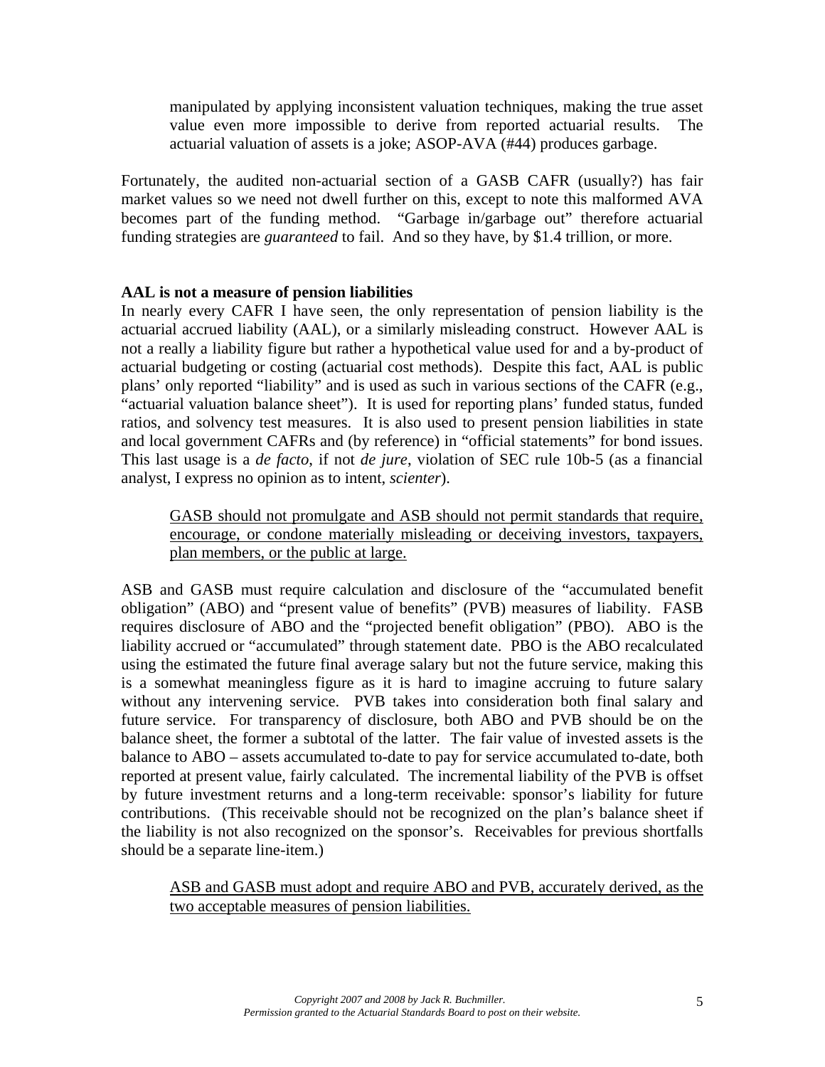> manipulated by applying inconsistent valuation techniques, making the true asset value even more impossible to derive from reported actuarial results. The actuarial valuation of assets is a joke; ASOP-AVA (#44) produces garbage.

Fortunately, the audited non-actuarial section of a GASB CAFR (usually?) has fair market values so we need not dwell further on this, except to note this malformed AVA becomes part of the funding method. "Garbage in/garbage out" therefore actuarial funding strategies are *guaranteed* to fail. And so they have, by $1.4 trillion, or more.

**AAL is not a measure of pension liabilities**

In nearly every CAFR I have seen, the only representation of pension liability is the actuarial accrued liability (AAL), or a similarly misleading construct. However AAL is not a really a liability figure but rather a hypothetical value used for and a by-product of actuarial budgeting or costing (actuarial cost methods). Despite this fact, AAL is public plans' only reported "liability" and is used as such in various sections of the CAFR (e.g., "actuarial valuation balance sheet"). It is used for reporting plans' funded status, funded ratios, and solvency test measures. It is also used to present pension liabilities in state and local government CAFRs and (by reference) in "official statements" for bond issues. This last usage is a *de facto*, if not *de jure*, violation of SEC rule 10b-5 (as a financial analyst, I express no opinion as to intent, *scienter*).

> <u>GASB should not promulgate and ASB should not permit standards that require, encourage, or condone materially misleading or deceiving investors, taxpayers, plan members, or the public at large.</u>

ASB and GASB must require calculation and disclosure of the "accumulated benefit obligation" (ABO) and "present value of benefits" (PVB) measures of liability. FASB requires disclosure of ABO and the "projected benefit obligation" (PBO). ABO is the liability accrued or "accumulated" through statement date. PBO is the ABO recalculated using the estimated the future final average salary but not the future service, making this is a somewhat meaningless figure as it is hard to imagine accruing to future salary without any intervening service. PVB takes into consideration both final salary and future service. For transparency of disclosure, both ABO and PVB should be on the balance sheet, the former a subtotal of the latter. The fair value of invested assets is the balance to ABO – assets accumulated to-date to pay for service accumulated to-date, both reported at present value, fairly calculated. The incremental liability of the PVB is offset by future investment returns and a long-term receivable: sponsor's liability for future contributions. (This receivable should not be recognized on the plan's balance sheet if the liability is not also recognized on the sponsor's. Receivables for previous shortfalls should be a separate line-item.)

> <u>ASB and GASB must adopt and require ABO and PVB, accurately derived, as the two acceptable measures of pension liabilities.</u>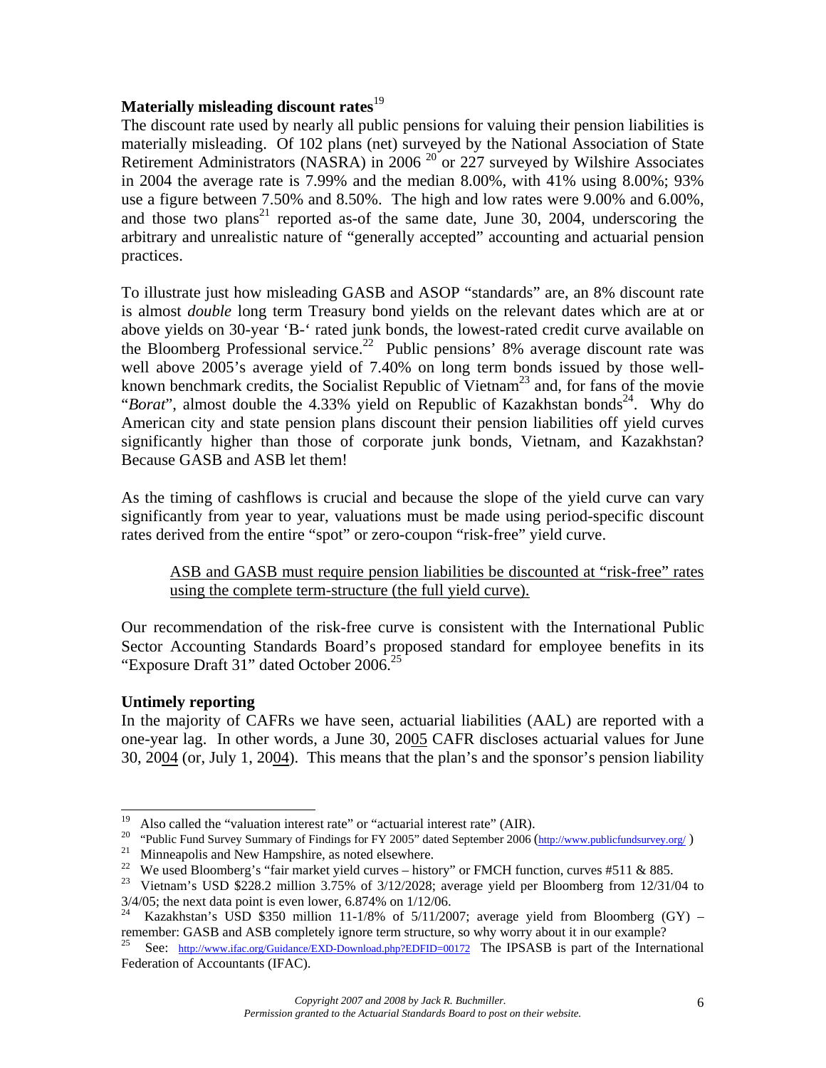**Materially misleading discount rates**[19]

The discount rate used by nearly all public pensions for valuing their pension liabilities is materially misleading. Of 102 plans (net) surveyed by the National Association of State Retirement Administrators (NASRA) in 2006 [20] or 227 surveyed by Wilshire Associates in 2004 the average rate is 7.99% and the median 8.00%, with 41% using 8.00%; 93% use a figure between 7.50% and 8.50%. The high and low rates were 9.00% and 6.00%, and those two plans[21] reported as-of the same date, June 30, 2004, underscoring the arbitrary and unrealistic nature of "generally accepted" accounting and actuarial pension practices.

To illustrate just how misleading GASB and ASOP "standards" are, an 8% discount rate is almost *double* long term Treasury bond yields on the relevant dates which are at or above yields on 30-year 'B-' rated junk bonds, the lowest-rated credit curve available on the Bloomberg Professional service.[22] Public pensions' 8% average discount rate was well above 2005's average yield of 7.40% on long term bonds issued by those well-known benchmark credits, the Socialist Republic of Vietnam[23] and, for fans of the movie "*Borat*", almost double the 4.33% yield on Republic of Kazakhstan bonds[24]. Why do American city and state pension plans discount their pension liabilities off yield curves significantly higher than those of corporate junk bonds, Vietnam, and Kazakhstan? Because GASB and ASB let them!

As the timing of cashflows is crucial and because the slope of the yield curve can vary significantly from year to year, valuations must be made using period-specific discount rates derived from the entire "spot" or zero-coupon "risk-free" yield curve.

> <u>ASB and GASB must require pension liabilities be discounted at "risk-free" rates using the complete term-structure (the full yield curve).</u>

Our recommendation of the risk-free curve is consistent with the International Public Sector Accounting Standards Board's proposed standard for employee benefits in its "Exposure Draft 31" dated October 2006.[25]

**Untimely reporting**

In the majority of CAFRs we have seen, actuarial liabilities (AAL) are reported with a one-year lag. In other words, a June 30, 20<u>05</u> CAFR discloses actuarial values for June 30, 20<u>04</u> (or, July 1, 20<u>04</u>). This means that the plan's and the sponsor's pension liability

---

[19] Also called the "valuation interest rate" or "actuarial interest rate" (AIR).

[20] "Public Fund Survey Summary of Findings for FY 2005" dated September 2006 (http://www.publicfundsurvey.org/ )

[21] Minneapolis and New Hampshire, as noted elsewhere.

[22] We used Bloomberg's "fair market yield curves – history" or FMCH function, curves #511 & 885.

[23] Vietnam's USD $228.2 million 3.75% of 3/12/2028; average yield per Bloomberg from 12/31/04 to 3/4/05; the next data point is even lower, 6.874% on 1/12/06.

[24] Kazakhstan's USD $350 million 11-1/8% of 5/11/2007; average yield from Bloomberg (GY) – remember: GASB and ASB completely ignore term structure, so why worry about it in our example?

[25] See: http://www.ifac.org/Guidance/EXD-Download.php?EDFID=00172 The IPSASB is part of the International Federation of Accountants (IFAC).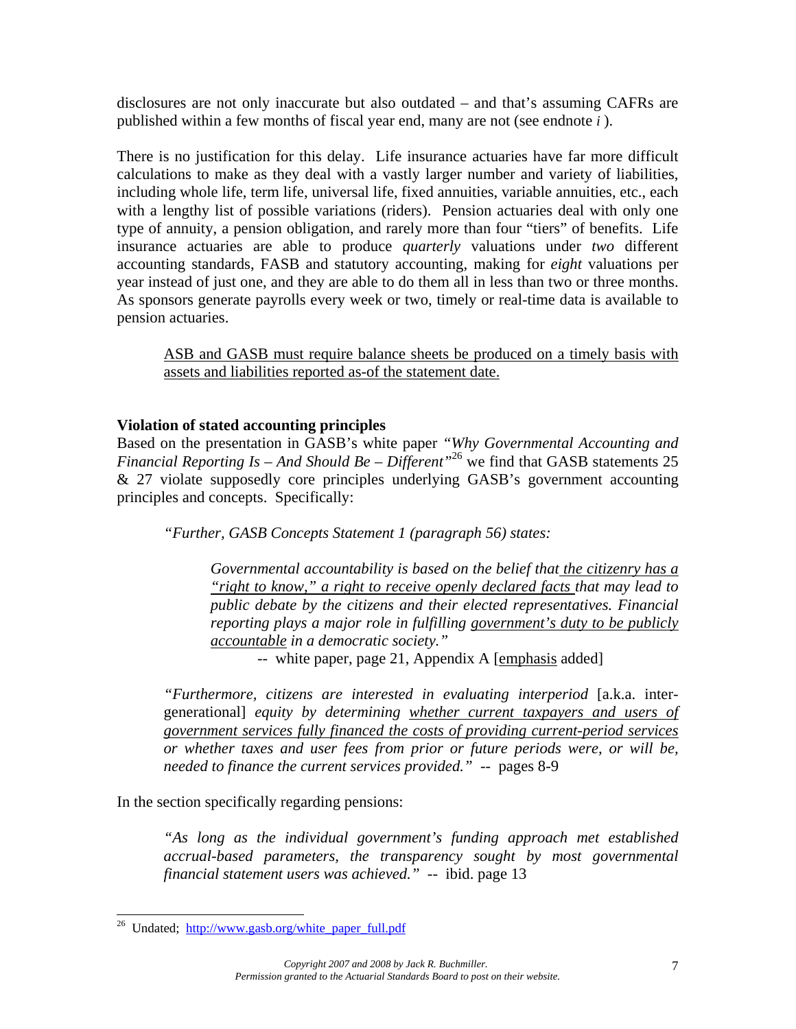disclosures are not only inaccurate but also outdated – and that's assuming CAFRs are published within a few months of fiscal year end, many are not (see endnote *i* ).

There is no justification for this delay. Life insurance actuaries have far more difficult calculations to make as they deal with a vastly larger number and variety of liabilities, including whole life, term life, universal life, fixed annuities, variable annuities, etc., each with a lengthy list of possible variations (riders). Pension actuaries deal with only one type of annuity, a pension obligation, and rarely more than four "tiers" of benefits. Life insurance actuaries are able to produce *quarterly* valuations under *two* different accounting standards, FASB and statutory accounting, making for *eight* valuations per year instead of just one, and they are able to do them all in less than two or three months. As sponsors generate payrolls every week or two, timely or real-time data is available to pension actuaries.

> <u>ASB and GASB must require balance sheets be produced on a timely basis with assets and liabilities reported as-of the statement date.</u>

**Violation of stated accounting principles**

Based on the presentation in GASB's white paper *"Why Governmental Accounting and Financial Reporting Is – And Should Be – Different"*[26] we find that GASB statements 25 & 27 violate supposedly core principles underlying GASB's government accounting principles and concepts. Specifically:

> *"Further, GASB Concepts Statement 1 (paragraph 56) states:*
>
> > *Governmental accountability is based on the belief that <u>the citizenry has a "right to know," a right to receive openly declared facts</u> that may lead to public debate by the citizens and their elected representatives. Financial reporting plays a major role in fulfilling <u>government's duty to be publicly accountable</u> in a democratic society."*
> >
> > -- white paper, page 21, Appendix A [<u>emphasis</u> added]
>
> *"Furthermore, citizens are interested in evaluating interperiod* [a.k.a. inter-generational] *equity by determining <u>whether current taxpayers and users of government services fully financed the costs of providing current-period services</u> or whether taxes and user fees from prior or future periods were, or will be, needed to finance the current services provided."* -- pages 8-9

In the section specifically regarding pensions:

> *"As long as the individual government's funding approach met established accrual-based parameters, the transparency sought by most governmental financial statement users was achieved."* -- ibid. page 13

[26] Undated; http://www.gasb.org/white_paper_full.pdf

*Copyright 2007 and 2008 by Jack R. Buchmiller.*
*Permission granted to the Actuarial Standards Board to post on their website.*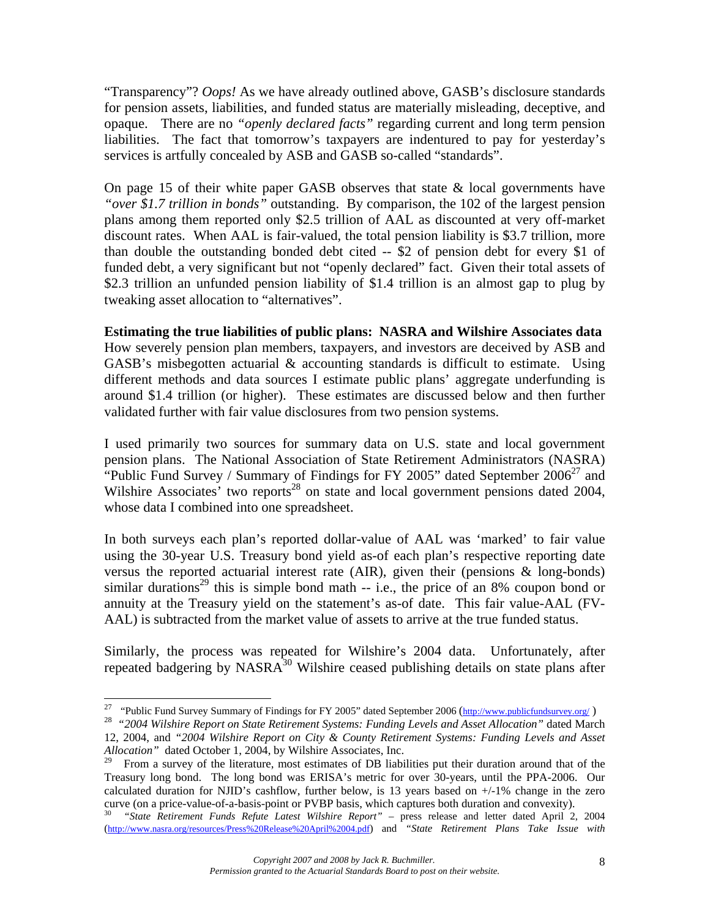"Transparency"? *Oops!* As we have already outlined above, GASB's disclosure standards for pension assets, liabilities, and funded status are materially misleading, deceptive, and opaque. There are no *"openly declared facts"* regarding current and long term pension liabilities. The fact that tomorrow's taxpayers are indentured to pay for yesterday's services is artfully concealed by ASB and GASB so-called "standards".

On page 15 of their white paper GASB observes that state & local governments have *"over $1.7 trillion in bonds"* outstanding. By comparison, the 102 of the largest pension plans among them reported only $2.5 trillion of AAL as discounted at very off-market discount rates. When AAL is fair-valued, the total pension liability is $3.7 trillion, more than double the outstanding bonded debt cited -- $2 of pension debt for every $1 of funded debt, a very significant but not "openly declared" fact. Given their total assets of $2.3 trillion an unfunded pension liability of $1.4 trillion is an almost gap to plug by tweaking asset allocation to "alternatives".

**Estimating the true liabilities of public plans: NASRA and Wilshire Associates data**
How severely pension plan members, taxpayers, and investors are deceived by ASB and GASB's misbegotten actuarial & accounting standards is difficult to estimate. Using different methods and data sources I estimate public plans' aggregate underfunding is around $1.4 trillion (or higher). These estimates are discussed below and then further validated further with fair value disclosures from two pension systems.

I used primarily two sources for summary data on U.S. state and local government pension plans. The National Association of State Retirement Administrators (NASRA) "Public Fund Survey / Summary of Findings for FY 2005" dated September 2006[27] and Wilshire Associates' two reports[28] on state and local government pensions dated 2004, whose data I combined into one spreadsheet.

In both surveys each plan's reported dollar-value of AAL was 'marked' to fair value using the 30-year U.S. Treasury bond yield as-of each plan's respective reporting date versus the reported actuarial interest rate (AIR), given their (pensions & long-bonds) similar durations[29] this is simple bond math -- i.e., the price of an 8% coupon bond or annuity at the Treasury yield on the statement's as-of date. This fair value-AAL (FV-AAL) is subtracted from the market value of assets to arrive at the true funded status.

Similarly, the process was repeated for Wilshire's 2004 data. Unfortunately, after repeated badgering by NASRA[30] Wilshire ceased publishing details on state plans after

---

[27] "Public Fund Survey Summary of Findings for FY 2005" dated September 2006 (http://www.publicfundsurvey.org/ )

[28] *"2004 Wilshire Report on State Retirement Systems: Funding Levels and Asset Allocation"* dated March 12, 2004, and *"2004 Wilshire Report on City & County Retirement Systems: Funding Levels and Asset Allocation"* dated October 1, 2004, by Wilshire Associates, Inc.

[29] From a survey of the literature, most estimates of DB liabilities put their duration around that of the Treasury long bond. The long bond was ERISA's metric for over 30-years, until the PPA-2006. Our calculated duration for NJID's cashflow, further below, is 13 years based on +/-1% change in the zero curve (on a price-value-of-a-basis-point or PVBP basis, which captures both duration and convexity).

[30] *"State Retirement Funds Refute Latest Wilshire Report"* – press release and letter dated April 2, 2004 (http://www.nasra.org/resources/Press%20Release%20April%2004.pdf) and *"State Retirement Plans Take Issue with*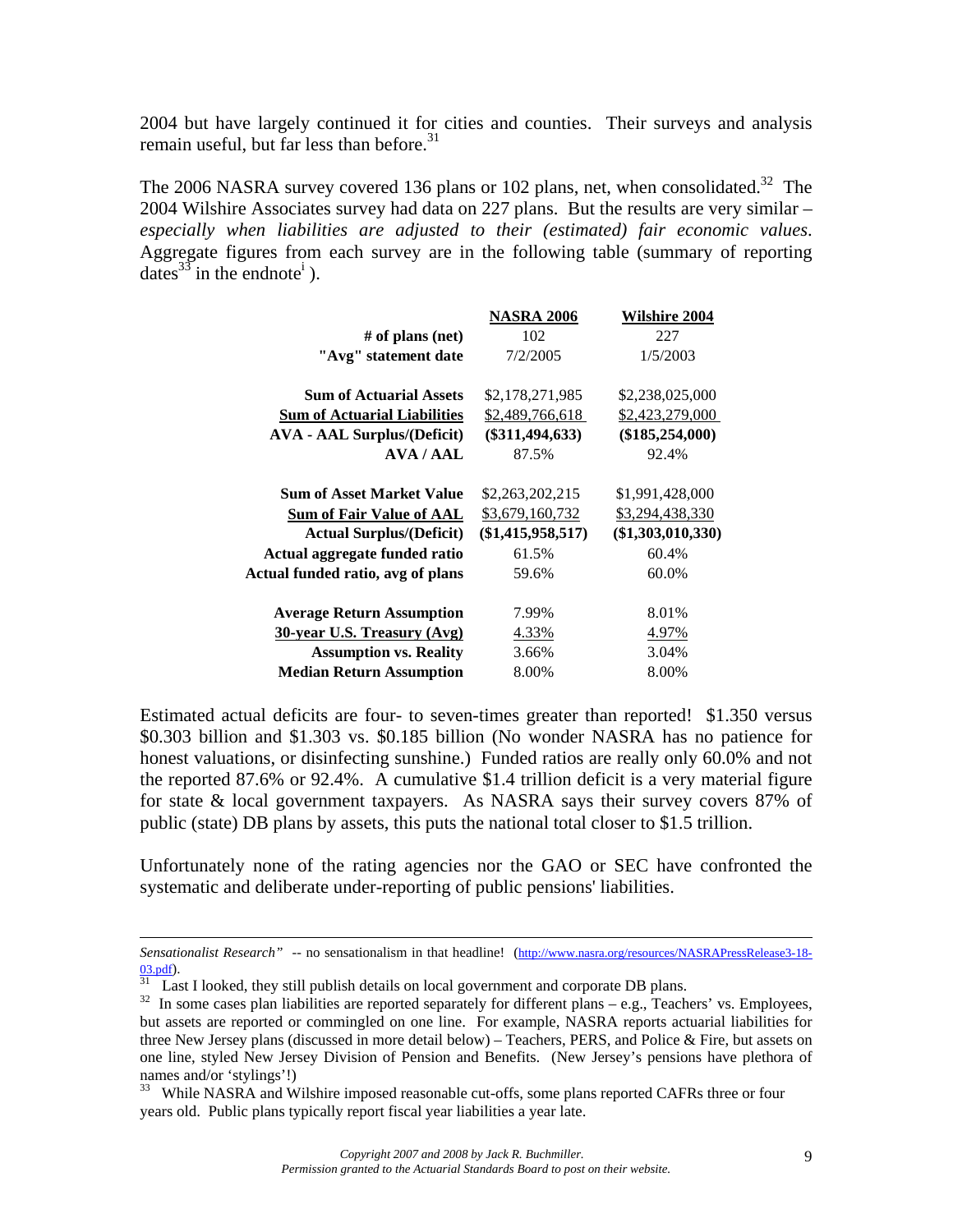2004 but have largely continued it for cities and counties. Their surveys and analysis remain useful, but far less than before.[31]

The 2006 NASRA survey covered 136 plans or 102 plans, net, when consolidated.[32] The 2004 Wilshire Associates survey had data on 227 plans. But the results are very similar – *especially when liabilities are adjusted to their (estimated) fair economic values*. Aggregate figures from each survey are in the following table (summary of reporting dates[33] in the endnote[i] ).

| | **NASRA 2006** | **Wilshire 2004** |
|---|---|---|
| **# of plans (net)** | 102 | 227 |
| **"Avg" statement date** | 7/2/2005 | 1/5/2003 |
| | | |
| **Sum of Actuarial Assets** | $2,178,271,985 | $2,238,025,000 |
| **Sum of Actuarial Liabilities** | $2,489,766,618 | $2,423,279,000 |
| **AVA - AAL Surplus/(Deficit)** | **($311,494,633)** | **($185,254,000)** |
| **AVA / AAL** | 87.5% | 92.4% |
| | | |
| **Sum of Asset Market Value** | $2,263,202,215 | $1,991,428,000 |
| **Sum of Fair Value of AAL** | $3,679,160,732 | $3,294,438,330 |
| **Actual Surplus/(Deficit)** | **($1,415,958,517)** | **($1,303,010,330)** |
| **Actual aggregate funded ratio** | 61.5% | 60.4% |
| **Actual funded ratio, avg of plans** | 59.6% | 60.0% |
| | | |
| **Average Return Assumption** | 7.99% | 8.01% |
| **30-year U.S. Treasury (Avg)** | 4.33% | 4.97% |
| **Assumption vs. Reality** | 3.66% | 3.04% |
| **Median Return Assumption** | 8.00% | 8.00% |

Estimated actual deficits are four- to seven-times greater than reported! $1.350 versus $0.303 billion and $1.303 vs. $0.185 billion (No wonder NASRA has no patience for honest valuations, or disinfecting sunshine.) Funded ratios are really only 60.0% and not the reported 87.6% or 92.4%. A cumulative $1.4 trillion deficit is a very material figure for state & local government taxpayers. As NASRA says their survey covers 87% of public (state) DB plans by assets, this puts the national total closer to $1.5 trillion.

Unfortunately none of the rating agencies nor the GAO or SEC have confronted the systematic and deliberate under-reporting of public pensions' liabilities.

---

*Sensationalist Research"* -- no sensationalism in that headline! (http://www.nasra.org/resources/NASRAPressRelease3-18-03.pdf).

[31] Last I looked, they still publish details on local government and corporate DB plans.

[32] In some cases plan liabilities are reported separately for different plans – e.g., Teachers' vs. Employees, but assets are reported or commingled on one line. For example, NASRA reports actuarial liabilities for three New Jersey plans (discussed in more detail below) – Teachers, PERS, and Police & Fire, but assets on one line, styled New Jersey Division of Pension and Benefits. (New Jersey's pensions have plethora of names and/or 'stylings'!)

[33] While NASRA and Wilshire imposed reasonable cut-offs, some plans reported CAFRs three or four years old. Public plans typically report fiscal year liabilities a year late.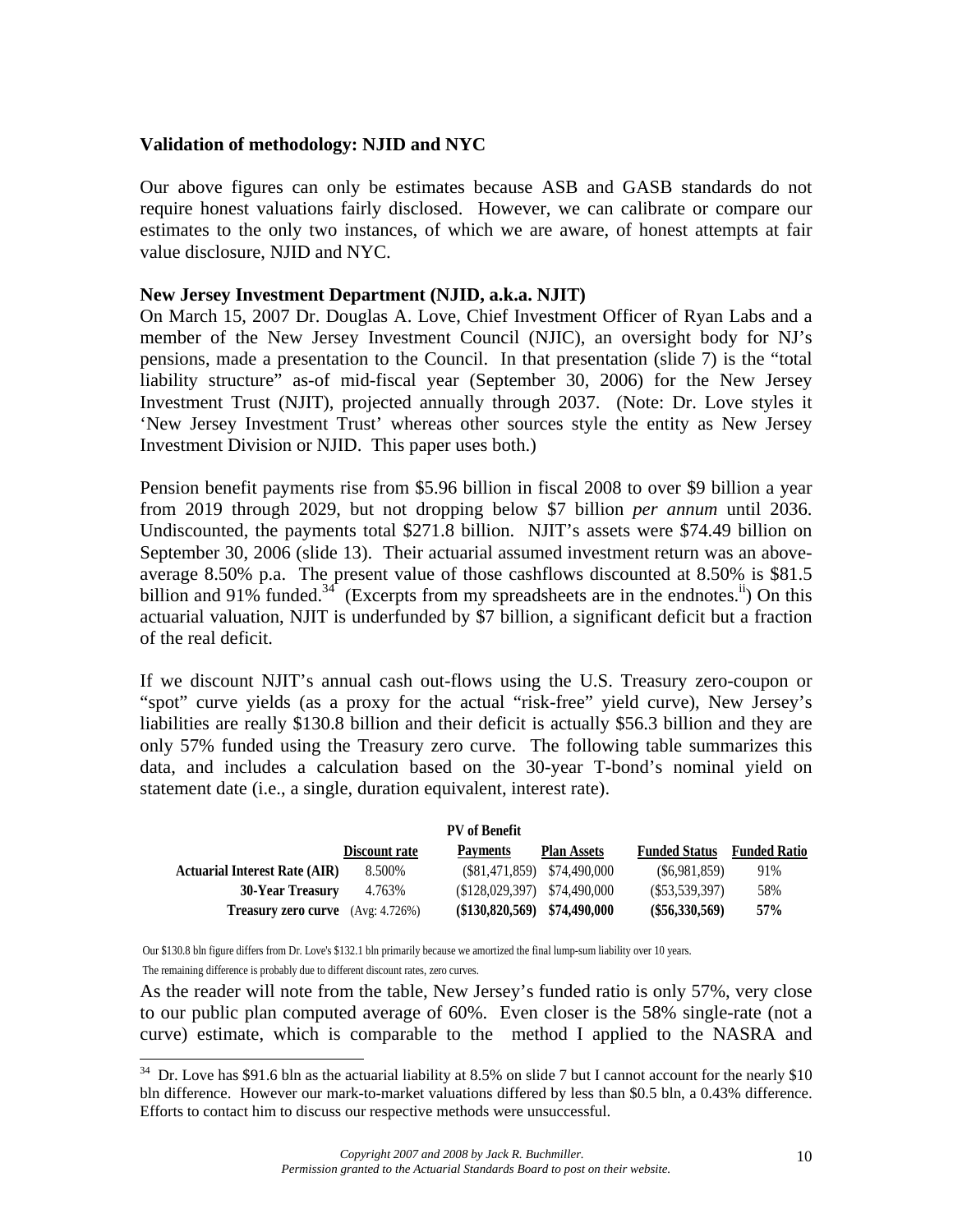### Validation of methodology: NJID and NYC

Our above figures can only be estimates because ASB and GASB standards do not require honest valuations fairly disclosed. However, we can calibrate or compare our estimates to the only two instances, of which we are aware, of honest attempts at fair value disclosure, NJID and NYC.

### New Jersey Investment Department (NJID, a.k.a. NJIT)

On March 15, 2007 Dr. Douglas A. Love, Chief Investment Officer of Ryan Labs and a member of the New Jersey Investment Council (NJIC), an oversight body for NJ's pensions, made a presentation to the Council. In that presentation (slide 7) is the "total liability structure" as-of mid-fiscal year (September 30, 2006) for the New Jersey Investment Trust (NJIT), projected annually through 2037. (Note: Dr. Love styles it 'New Jersey Investment Trust' whereas other sources style the entity as New Jersey Investment Division or NJID. This paper uses both.)

Pension benefit payments rise from $5.96 billion in fiscal 2008 to over $9 billion a year from 2019 through 2029, but not dropping below $7 billion *per annum* until 2036. Undiscounted, the payments total $271.8 billion. NJIT's assets were $74.49 billion on September 30, 2006 (slide 13). Their actuarial assumed investment return was an above-average 8.50% p.a. The present value of those cashflows discounted at 8.50% is $81.5 billion and 91% funded.[34] (Excerpts from my spreadsheets are in the endnotes.[ii]) On this actuarial valuation, NJIT is underfunded by $7 billion, a significant deficit but a fraction of the real deficit.

If we discount NJIT's annual cash out-flows using the U.S. Treasury zero-coupon or "spot" curve yields (as a proxy for the actual "risk-free" yield curve), New Jersey's liabilities are really $130.8 billion and their deficit is actually $56.3 billion and they are only 57% funded using the Treasury zero curve. The following table summarizes this data, and includes a calculation based on the 30-year T-bond's nominal yield on statement date (i.e., a single, duration equivalent, interest rate).

| | Discount rate | PV of Benefit Payments | Plan Assets | Funded Status | Funded Ratio |
|---|---|---|---|---|---|
| **Actuarial Interest Rate (AIR)** | 8.500% | ($81,471,859) | $74,490,000 | ($6,981,859) | 91% |
| **30-Year Treasury** | 4.763% | ($128,029,397) | $74,490,000 | ($53,539,397) | 58% |
| **Treasury zero curve** | (Avg: 4.726%) | **($130,820,569)** | **$74,490,000** | **($56,330,569)** | **57%** |

Our $130.8 bln figure differs from Dr. Love's $132.1 bln primarily because we amortized the final lump-sum liability over 10 years.
The remaining difference is probably due to different discount rates, zero curves.

As the reader will note from the table, New Jersey's funded ratio is only 57%, very close to our public plan computed average of 60%. Even closer is the 58% single-rate (not a curve) estimate, which is comparable to the method I applied to the NASRA and

[34] Dr. Love has $91.6 bln as the actuarial liability at 8.5% on slide 7 but I cannot account for the nearly $10 bln difference. However our mark-to-market valuations differed by less than $0.5 bln, a 0.43% difference. Efforts to contact him to discuss our respective methods were unsuccessful.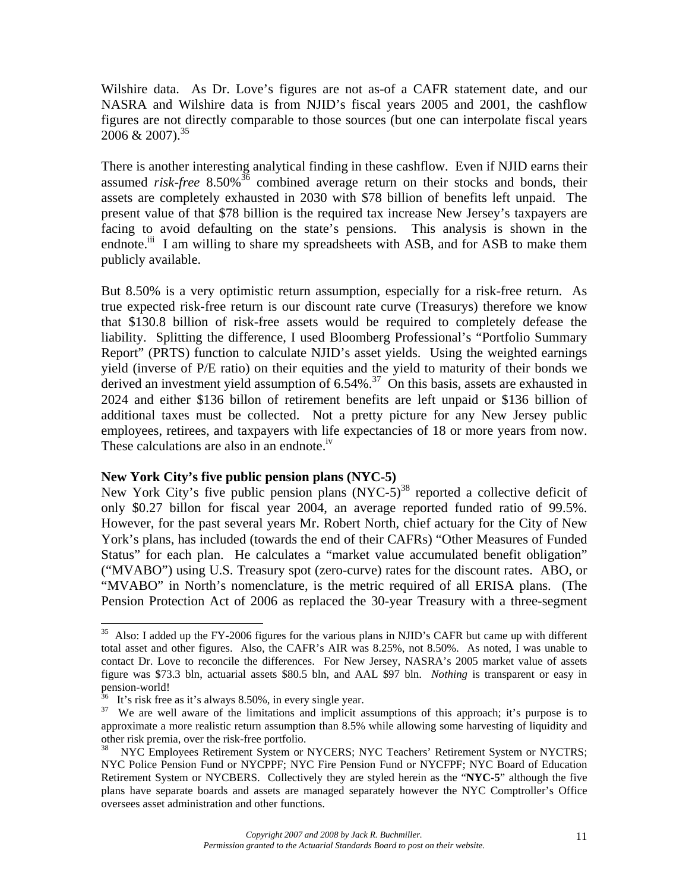Wilshire data. As Dr. Love's figures are not as-of a CAFR statement date, and our NASRA and Wilshire data is from NJID's fiscal years 2005 and 2001, the cashflow figures are not directly comparable to those sources (but one can interpolate fiscal years 2006 & 2007).[35]

There is another interesting analytical finding in these cashflow. Even if NJID earns their assumed *risk-free* 8.50%[36] combined average return on their stocks and bonds, their assets are completely exhausted in 2030 with $78 billion of benefits left unpaid. The present value of that $78 billion is the required tax increase New Jersey's taxpayers are facing to avoid defaulting on the state's pensions. This analysis is shown in the endnote.[iii] I am willing to share my spreadsheets with ASB, and for ASB to make them publicly available.

But 8.50% is a very optimistic return assumption, especially for a risk-free return. As true expected risk-free return is our discount rate curve (Treasurys) therefore we know that $130.8 billion of risk-free assets would be required to completely defease the liability. Splitting the difference, I used Bloomberg Professional's "Portfolio Summary Report" (PRTS) function to calculate NJID's asset yields. Using the weighted earnings yield (inverse of P/E ratio) on their equities and the yield to maturity of their bonds we derived an investment yield assumption of 6.54%.[37] On this basis, assets are exhausted in 2024 and either $136 billon of retirement benefits are left unpaid or $136 billion of additional taxes must be collected. Not a pretty picture for any New Jersey public employees, retirees, and taxpayers with life expectancies of 18 or more years from now. These calculations are also in an endnote.[iv]

**New York City's five public pension plans (NYC-5)**

New York City's five public pension plans (NYC-5)[38] reported a collective deficit of only $0.27 billon for fiscal year 2004, an average reported funded ratio of 99.5%. However, for the past several years Mr. Robert North, chief actuary for the City of New York's plans, has included (towards the end of their CAFRs) "Other Measures of Funded Status" for each plan. He calculates a "market value accumulated benefit obligation" ("MVABO") using U.S. Treasury spot (zero-curve) rates for the discount rates. ABO, or "MVABO" in North's nomenclature, is the metric required of all ERISA plans. (The Pension Protection Act of 2006 as replaced the 30-year Treasury with a three-segment

---

[35] Also: I added up the FY-2006 figures for the various plans in NJID's CAFR but came up with different total asset and other figures. Also, the CAFR's AIR was 8.25%, not 8.50%. As noted, I was unable to contact Dr. Love to reconcile the differences. For New Jersey, NASRA's 2005 market value of assets figure was $73.3 bln, actuarial assets $80.5 bln, and AAL $97 bln. *Nothing* is transparent or easy in pension-world!

[36] It's risk free as it's always 8.50%, in every single year.

[37] We are well aware of the limitations and implicit assumptions of this approach; it's purpose is to approximate a more realistic return assumption than 8.5% while allowing some harvesting of liquidity and other risk premia, over the risk-free portfolio.

[38] NYC Employees Retirement System or NYCERS; NYC Teachers' Retirement System or NYCTRS; NYC Police Pension Fund or NYCPPF; NYC Fire Pension Fund or NYCFPF; NYC Board of Education Retirement System or NYCBERS. Collectively they are styled herein as the "**NYC-5**" although the five plans have separate boards and assets are managed separately however the NYC Comptroller's Office oversees asset administration and other functions.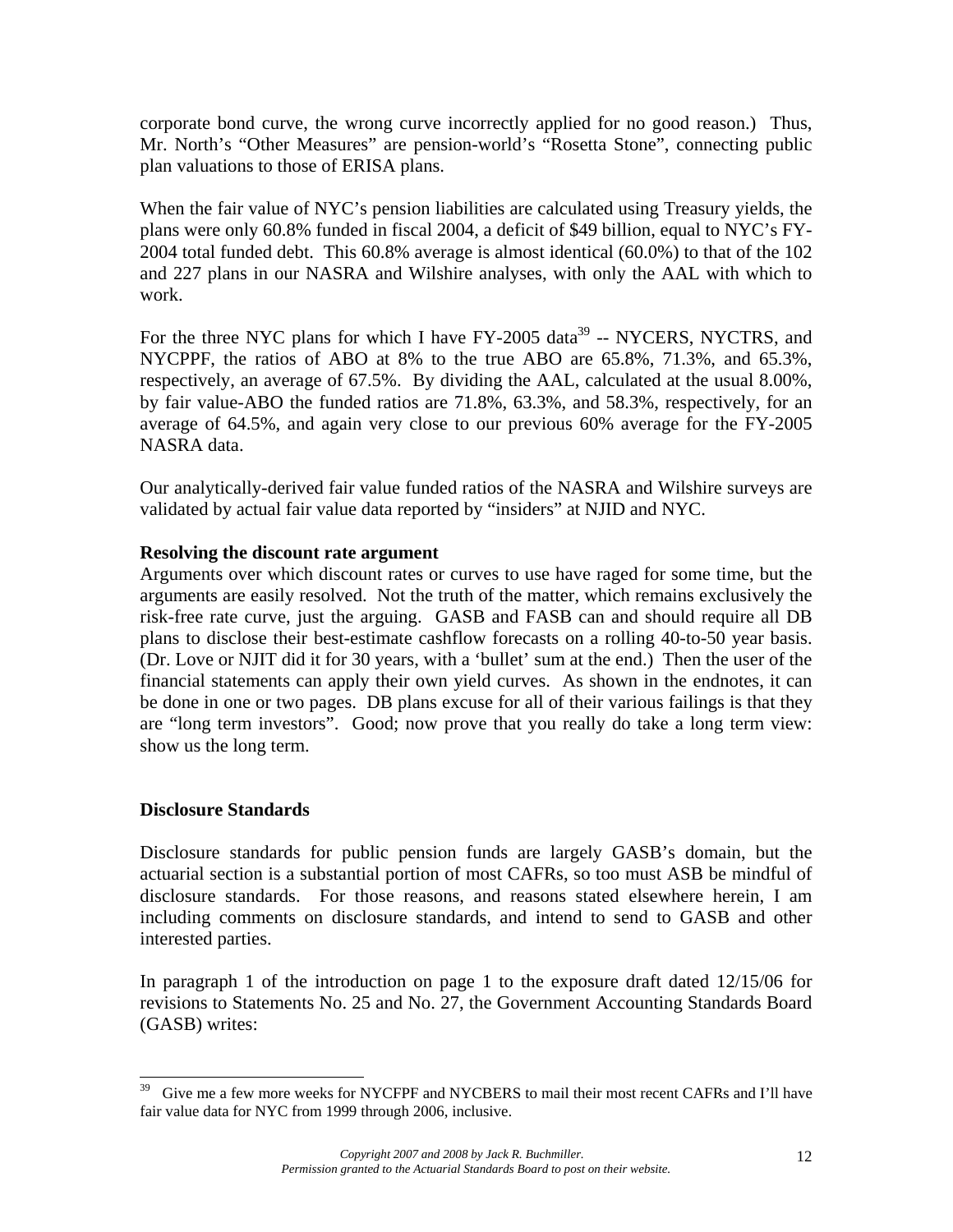corporate bond curve, the wrong curve incorrectly applied for no good reason.) Thus, Mr. North's "Other Measures" are pension-world's "Rosetta Stone", connecting public plan valuations to those of ERISA plans.

When the fair value of NYC's pension liabilities are calculated using Treasury yields, the plans were only 60.8% funded in fiscal 2004, a deficit of $49 billion, equal to NYC's FY-2004 total funded debt. This 60.8% average is almost identical (60.0%) to that of the 102 and 227 plans in our NASRA and Wilshire analyses, with only the AAL with which to work.

For the three NYC plans for which I have FY-2005 data[39] -- NYCERS, NYCTRS, and NYCPPF, the ratios of ABO at 8% to the true ABO are 65.8%, 71.3%, and 65.3%, respectively, an average of 67.5%. By dividing the AAL, calculated at the usual 8.00%, by fair value-ABO the funded ratios are 71.8%, 63.3%, and 58.3%, respectively, for an average of 64.5%, and again very close to our previous 60% average for the FY-2005 NASRA data.

Our analytically-derived fair value funded ratios of the NASRA and Wilshire surveys are validated by actual fair value data reported by "insiders" at NJID and NYC.

**Resolving the discount rate argument**

Arguments over which discount rates or curves to use have raged for some time, but the arguments are easily resolved. Not the truth of the matter, which remains exclusively the risk-free rate curve, just the arguing. GASB and FASB can and should require all DB plans to disclose their best-estimate cashflow forecasts on a rolling 40-to-50 year basis. (Dr. Love or NJIT did it for 30 years, with a 'bullet' sum at the end.) Then the user of the financial statements can apply their own yield curves. As shown in the endnotes, it can be done in one or two pages. DB plans excuse for all of their various failings is that they are "long term investors". Good; now prove that you really do take a long term view: show us the long term.

## Disclosure Standards

Disclosure standards for public pension funds are largely GASB's domain, but the actuarial section is a substantial portion of most CAFRs, so too must ASB be mindful of disclosure standards. For those reasons, and reasons stated elsewhere herein, I am including comments on disclosure standards, and intend to send to GASB and other interested parties.

In paragraph 1 of the introduction on page 1 to the exposure draft dated 12/15/06 for revisions to Statements No. 25 and No. 27, the Government Accounting Standards Board (GASB) writes:

---

[39] Give me a few more weeks for NYCFPF and NYCBERS to mail their most recent CAFRs and I'll have fair value data for NYC from 1999 through 2006, inclusive.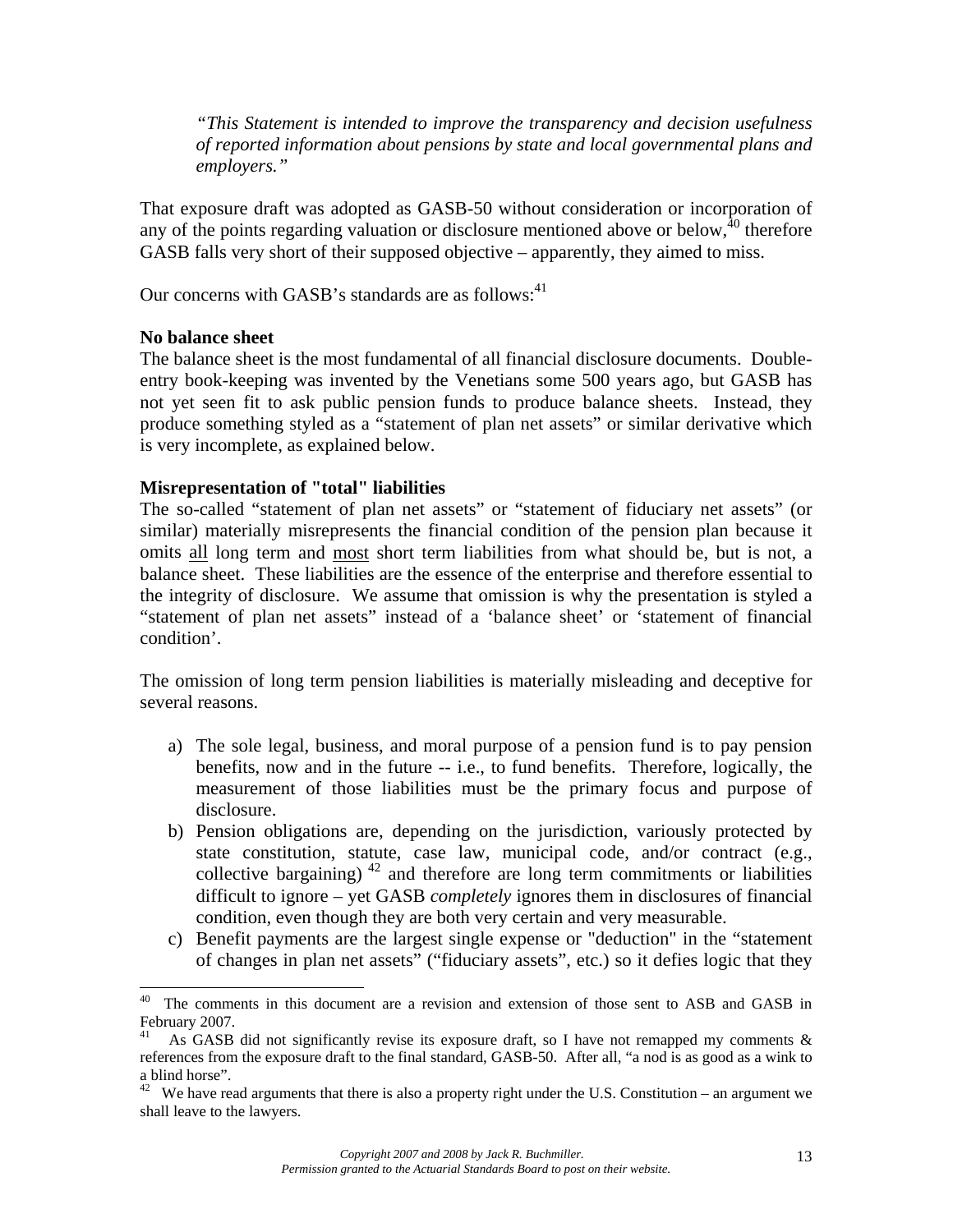> *"This Statement is intended to improve the transparency and decision usefulness of reported information about pensions by state and local governmental plans and employers."*

That exposure draft was adopted as GASB-50 without consideration or incorporation of any of the points regarding valuation or disclosure mentioned above or below,[40] therefore GASB falls very short of their supposed objective – apparently, they aimed to miss.

Our concerns with GASB's standards are as follows:[41]

**No balance sheet**

The balance sheet is the most fundamental of all financial disclosure documents. Double-entry book-keeping was invented by the Venetians some 500 years ago, but GASB has not yet seen fit to ask public pension funds to produce balance sheets. Instead, they produce something styled as a "statement of plan net assets" or similar derivative which is very incomplete, as explained below.

**Misrepresentation of "total" liabilities**

The so-called "statement of plan net assets" or "statement of fiduciary net assets" (or similar) materially misrepresents the financial condition of the pension plan because it omits <u>all</u> long term and <u>most</u> short term liabilities from what should be, but is not, a balance sheet. These liabilities are the essence of the enterprise and therefore essential to the integrity of disclosure. We assume that omission is why the presentation is styled a "statement of plan net assets" instead of a 'balance sheet' or 'statement of financial condition'.

The omission of long term pension liabilities is materially misleading and deceptive for several reasons.

a) The sole legal, business, and moral purpose of a pension fund is to pay pension benefits, now and in the future -- i.e., to fund benefits. Therefore, logically, the measurement of those liabilities must be the primary focus and purpose of disclosure.
b) Pension obligations are, depending on the jurisdiction, variously protected by state constitution, statute, case law, municipal code, and/or contract (e.g., collective bargaining) [42] and therefore are long term commitments or liabilities difficult to ignore – yet GASB *completely* ignores them in disclosures of financial condition, even though they are both very certain and very measurable.
c) Benefit payments are the largest single expense or "deduction" in the "statement of changes in plan net assets" ("fiduciary assets", etc.) so it defies logic that they

---

[40] The comments in this document are a revision and extension of those sent to ASB and GASB in February 2007.

[41] As GASB did not significantly revise its exposure draft, so I have not remapped my comments & references from the exposure draft to the final standard, GASB-50. After all, "a nod is as good as a wink to a blind horse".

[42] We have read arguments that there is also a property right under the U.S. Constitution – an argument we shall leave to the lawyers.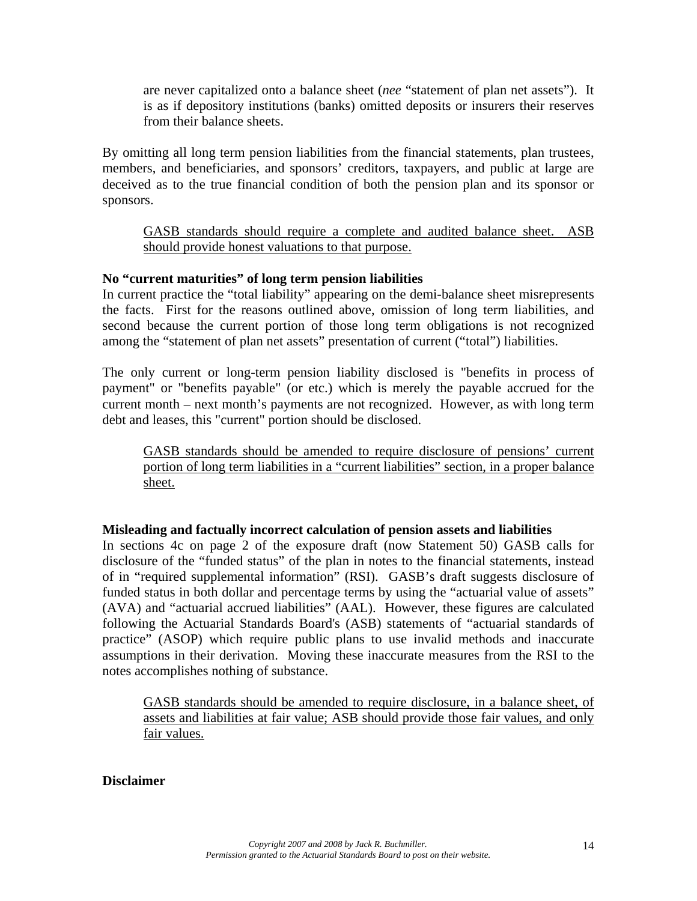are never capitalized onto a balance sheet (*nee* "statement of plan net assets"). It is as if depository institutions (banks) omitted deposits or insurers their reserves from their balance sheets.

By omitting all long term pension liabilities from the financial statements, plan trustees, members, and beneficiaries, and sponsors' creditors, taxpayers, and public at large are deceived as to the true financial condition of both the pension plan and its sponsor or sponsors.

> <u>GASB standards should require a complete and audited balance sheet. ASB should provide honest valuations to that purpose.</u>

**No "current maturities" of long term pension liabilities**

In current practice the "total liability" appearing on the demi-balance sheet misrepresents the facts. First for the reasons outlined above, omission of long term liabilities, and second because the current portion of those long term obligations is not recognized among the "statement of plan net assets" presentation of current ("total") liabilities.

The only current or long-term pension liability disclosed is "benefits in process of payment" or "benefits payable" (or etc.) which is merely the payable accrued for the current month – next month's payments are not recognized. However, as with long term debt and leases, this "current" portion should be disclosed.

> <u>GASB standards should be amended to require disclosure of pensions' current portion of long term liabilities in a "current liabilities" section, in a proper balance sheet.</u>

**Misleading and factually incorrect calculation of pension assets and liabilities**

In sections 4c on page 2 of the exposure draft (now Statement 50) GASB calls for disclosure of the "funded status" of the plan in notes to the financial statements, instead of in "required supplemental information" (RSI). GASB's draft suggests disclosure of funded status in both dollar and percentage terms by using the "actuarial value of assets" (AVA) and "actuarial accrued liabilities" (AAL). However, these figures are calculated following the Actuarial Standards Board's (ASB) statements of "actuarial standards of practice" (ASOP) which require public plans to use invalid methods and inaccurate assumptions in their derivation. Moving these inaccurate measures from the RSI to the notes accomplishes nothing of substance.

> <u>GASB standards should be amended to require disclosure, in a balance sheet, of assets and liabilities at fair value; ASB should provide those fair values, and only fair values.</u>

**Disclaimer**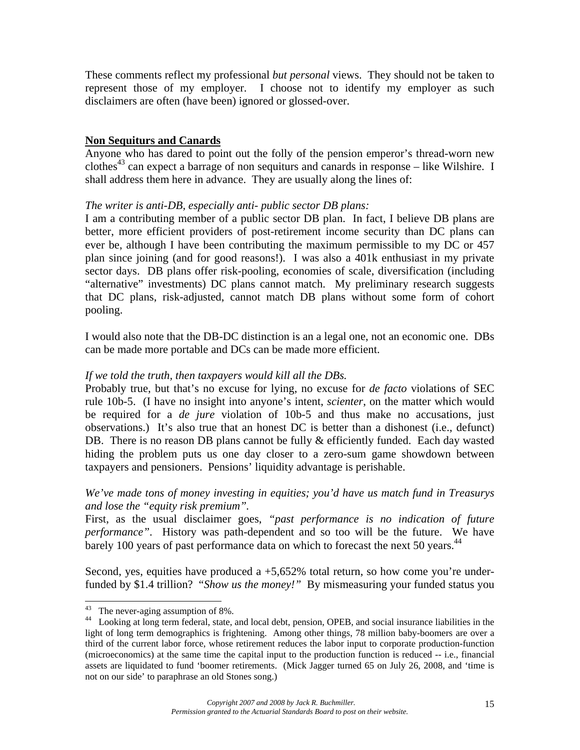These comments reflect my professional *but personal* views. They should not be taken to represent those of my employer. I choose not to identify my employer as such disclaimers are often (have been) ignored or glossed-over.

**Non Sequiturs and Canards**

Anyone who has dared to point out the folly of the pension emperor's thread-worn new clothes[43] can expect a barrage of non sequiturs and canards in response – like Wilshire. I shall address them here in advance. They are usually along the lines of:

*The writer is anti-DB, especially anti- public sector DB plans:*

I am a contributing member of a public sector DB plan. In fact, I believe DB plans are better, more efficient providers of post-retirement income security than DC plans can ever be, although I have been contributing the maximum permissible to my DC or 457 plan since joining (and for good reasons!). I was also a 401k enthusiast in my private sector days. DB plans offer risk-pooling, economies of scale, diversification (including "alternative" investments) DC plans cannot match. My preliminary research suggests that DC plans, risk-adjusted, cannot match DB plans without some form of cohort pooling.

I would also note that the DB-DC distinction is an a legal one, not an economic one. DBs can be made more portable and DCs can be made more efficient.

*If we told the truth, then taxpayers would kill all the DBs.*

Probably true, but that's no excuse for lying, no excuse for *de facto* violations of SEC rule 10b-5. (I have no insight into anyone's intent, *scienter*, on the matter which would be required for a *de jure* violation of 10b-5 and thus make no accusations, just observations.) It's also true that an honest DC is better than a dishonest (i.e., defunct) DB. There is no reason DB plans cannot be fully & efficiently funded. Each day wasted hiding the problem puts us one day closer to a zero-sum game showdown between taxpayers and pensioners. Pensions' liquidity advantage is perishable.

*We've made tons of money investing in equities; you'd have us match fund in Treasurys and lose the "equity risk premium".*

First, as the usual disclaimer goes, "*past performance is no indication of future performance*". History was path-dependent and so too will be the future. We have barely 100 years of past performance data on which to forecast the next 50 years.[44]

Second, yes, equities have produced a +5,652% total return, so how come you're under-funded by $1.4 trillion? "*Show us the money!*" By mismeasuring your funded status you

---

[43] The never-aging assumption of 8%.

[44] Looking at long term federal, state, and local debt, pension, OPEB, and social insurance liabilities in the light of long term demographics is frightening. Among other things, 78 million baby-boomers are over a third of the current labor force, whose retirement reduces the labor input to corporate production-function (microeconomics) at the same time the capital input to the production function is reduced -- i.e., financial assets are liquidated to fund 'boomer retirements. (Mick Jagger turned 65 on July 26, 2008, and 'time is not on our side' to paraphrase an old Stones song.)

*Copyright 2007 and 2008 by Jack R. Buchmiller.*
*Permission granted to the Actuarial Standards Board to post on their website.*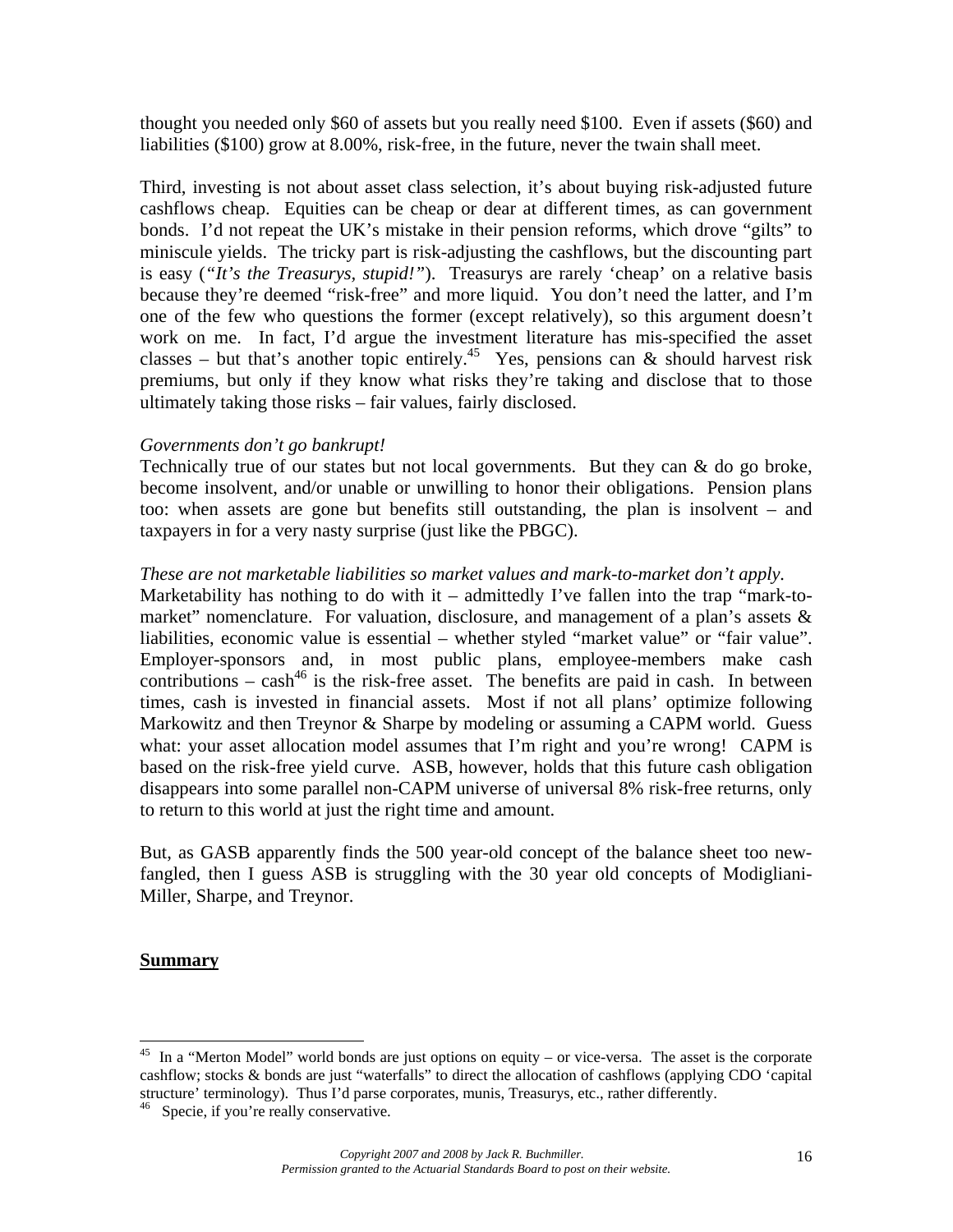thought you needed only $60 of assets but you really need $100. Even if assets ($60) and liabilities ($100) grow at 8.00%, risk-free, in the future, never the twain shall meet.

Third, investing is not about asset class selection, it's about buying risk-adjusted future cashflows cheap. Equities can be cheap or dear at different times, as can government bonds. I'd not repeat the UK's mistake in their pension reforms, which drove "gilts" to miniscule yields. The tricky part is risk-adjusting the cashflows, but the discounting part is easy (*"It's the Treasurys, stupid!"*). Treasurys are rarely 'cheap' on a relative basis because they're deemed "risk-free" and more liquid. You don't need the latter, and I'm one of the few who questions the former (except relatively), so this argument doesn't work on me. In fact, I'd argue the investment literature has mis-specified the asset classes – but that's another topic entirely.[45] Yes, pensions can & should harvest risk premiums, but only if they know what risks they're taking and disclose that to those ultimately taking those risks – fair values, fairly disclosed.

*Governments don't go bankrupt!*
Technically true of our states but not local governments. But they can & do go broke, become insolvent, and/or unable or unwilling to honor their obligations. Pension plans too: when assets are gone but benefits still outstanding, the plan is insolvent – and taxpayers in for a very nasty surprise (just like the PBGC).

*These are not marketable liabilities so market values and mark-to-market don't apply.*
Marketability has nothing to do with it – admittedly I've fallen into the trap "mark-to-market" nomenclature. For valuation, disclosure, and management of a plan's assets & liabilities, economic value is essential – whether styled "market value" or "fair value". Employer-sponsors and, in most public plans, employee-members make cash contributions – cash[46] is the risk-free asset. The benefits are paid in cash. In between times, cash is invested in financial assets. Most if not all plans' optimize following Markowitz and then Treynor & Sharpe by modeling or assuming a CAPM world. Guess what: your asset allocation model assumes that I'm right and you're wrong! CAPM is based on the risk-free yield curve. ASB, however, holds that this future cash obligation disappears into some parallel non-CAPM universe of universal 8% risk-free returns, only to return to this world at just the right time and amount.

But, as GASB apparently finds the 500 year-old concept of the balance sheet too new-fangled, then I guess ASB is struggling with the 30 year old concepts of Modigliani-Miller, Sharpe, and Treynor.

**Summary**

---

[45] In a "Merton Model" world bonds are just options on equity – or vice-versa. The asset is the corporate cashflow; stocks & bonds are just "waterfalls" to direct the allocation of cashflows (applying CDO 'capital structure' terminology). Thus I'd parse corporates, munis, Treasurys, etc., rather differently.

[46] Specie, if you're really conservative.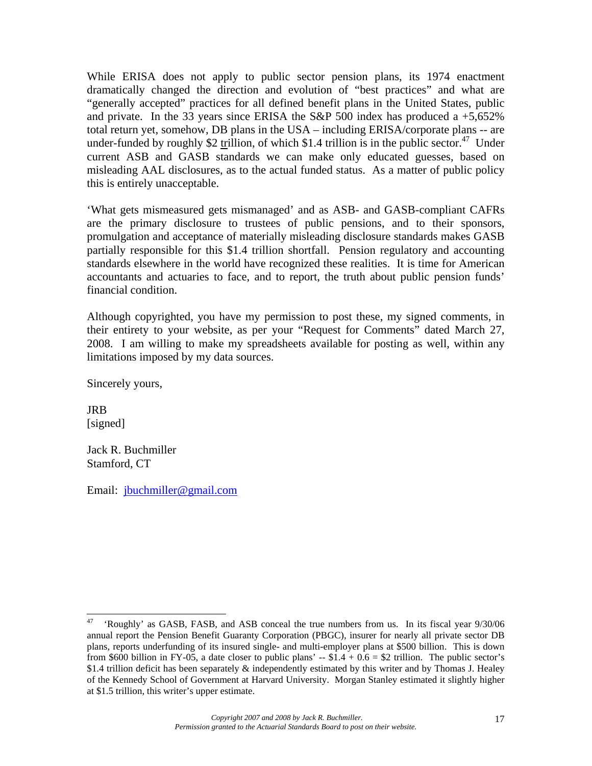While ERISA does not apply to public sector pension plans, its 1974 enactment dramatically changed the direction and evolution of "best practices" and what are "generally accepted" practices for all defined benefit plans in the United States, public and private. In the 33 years since ERISA the S&P 500 index has produced a +5,652% total return yet, somehow, DB plans in the USA – including ERISA/corporate plans -- are under-funded by roughly $2 trillion, of which $1.4 trillion is in the public sector.[47] Under current ASB and GASB standards we can make only educated guesses, based on misleading AAL disclosures, as to the actual funded status. As a matter of public policy this is entirely unacceptable.

'What gets mismeasured gets mismanaged' and as ASB- and GASB-compliant CAFRs are the primary disclosure to trustees of public pensions, and to their sponsors, promulgation and acceptance of materially misleading disclosure standards makes GASB partially responsible for this $1.4 trillion shortfall. Pension regulatory and accounting standards elsewhere in the world have recognized these realities. It is time for American accountants and actuaries to face, and to report, the truth about public pension funds' financial condition.

Although copyrighted, you have my permission to post these, my signed comments, in their entirety to your website, as per your "Request for Comments" dated March 27, 2008. I am willing to make my spreadsheets available for posting as well, within any limitations imposed by my data sources.

Sincerely yours,

JRB
[signed]

Jack R. Buchmiller
Stamford, CT

Email: jbuchmiller@gmail.com

---

[47] 'Roughly' as GASB, FASB, and ASB conceal the true numbers from us. In its fiscal year 9/30/06 annual report the Pension Benefit Guaranty Corporation (PBGC), insurer for nearly all private sector DB plans, reports underfunding of its insured single- and multi-employer plans at $500 billion. This is down from $600 billion in FY-05, a date closer to public plans' -- $1.4 + 0.6 = $2 trillion. The public sector's $1.4 trillion deficit has been separately & independently estimated by this writer and by Thomas J. Healey of the Kennedy School of Government at Harvard University. Morgan Stanley estimated it slightly higher at $1.5 trillion, this writer's upper estimate.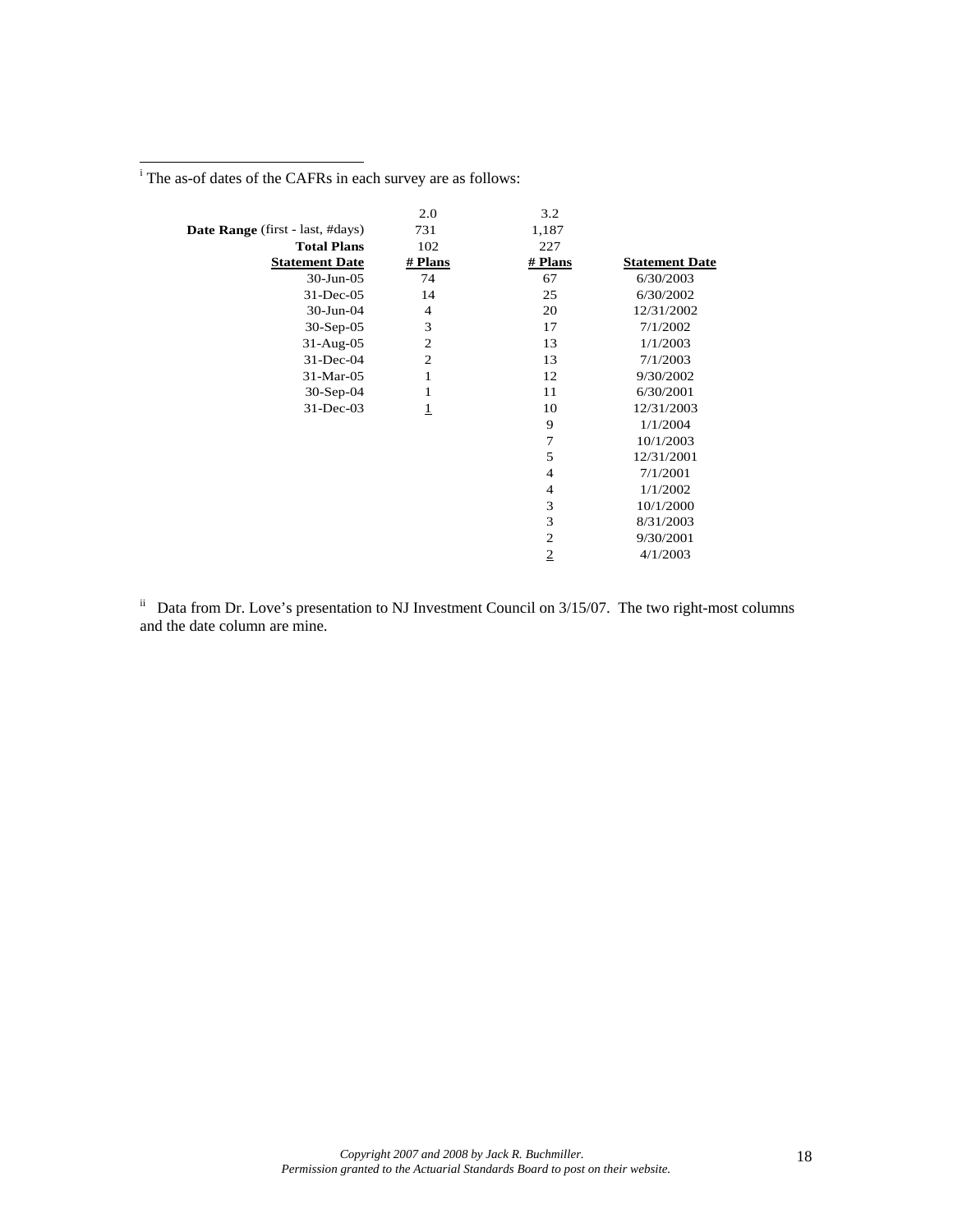[i] The as-of dates of the CAFRs in each survey are as follows:

| | 2.0 | 3.2 | |
|---|---|---|---|
| **Date Range** (first - last, #days) | 731 | 1,187 | |
| **Total Plans** | 102 | 227 | |
| **Statement Date** | **# Plans** | **# Plans** | **Statement Date** |
| 30-Jun-05 | 74 | 67 | 6/30/2003 |
| 31-Dec-05 | 14 | 25 | 6/30/2002 |
| 30-Jun-04 | 4 | 20 | 12/31/2002 |
| 30-Sep-05 | 3 | 17 | 7/1/2002 |
| 31-Aug-05 | 2 | 13 | 1/1/2003 |
| 31-Dec-04 | 2 | 13 | 7/1/2003 |
| 31-Mar-05 | 1 | 12 | 9/30/2002 |
| 30-Sep-04 | 1 | 11 | 6/30/2001 |
| 31-Dec-03 | 1 | 10 | 12/31/2003 |
| | | 9 | 1/1/2004 |
| | | 7 | 10/1/2003 |
| | | 5 | 12/31/2001 |
| | | 4 | 7/1/2001 |
| | | 4 | 1/1/2002 |
| | | 3 | 10/1/2000 |
| | | 3 | 8/31/2003 |
| | | 2 | 9/30/2001 |
| | | 2 | 4/1/2003 |

[ii] Data from Dr. Love's presentation to NJ Investment Council on 3/15/07. The two right-most columns and the date column are mine.

*Copyright 2007 and 2008 by Jack R. Buchmiller.*
*Permission granted to the Actuarial Standards Board to post on their website.*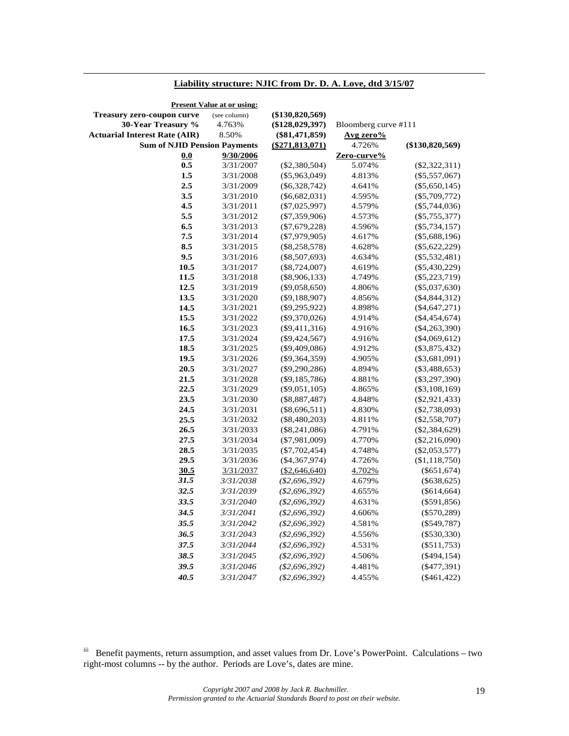**Liability structure: NJIC from Dr. D. A. Love, dtd 3/15/07**

| | **Present Value at or using:** | | | |
|---|---|---|---|---|
| **Treasury zero-coupon curve** | (see column) | **($130,820,569)** | | |
| **30-Year Treasury %** | 4.763% | **($128,029,397)** | Bloomberg curve #111 | |
| **Actuarial Interest Rate (AIR)** | 8.50% | **($81,471,859)** | **Avg zero%** | |
| **Sum of NJID Pension Payments** | | **($271,813,071)** | 4.726% | **($130,820,569)** |
| **0.0** | **9/30/2006** | | **Zero-curve%** | |
| **0.5** | 3/31/2007 | ($2,380,504) | 5.074% | ($2,322,311) |
| **1.5** | 3/31/2008 | ($5,963,049) | 4.813% | ($5,557,067) |
| **2.5** | 3/31/2009 | ($6,328,742) | 4.641% | ($5,650,145) |
| **3.5** | 3/31/2010 | ($6,682,031) | 4.595% | ($5,709,772) |
| **4.5** | 3/31/2011 | ($7,025,997) | 4.579% | ($5,744,036) |
| **5.5** | 3/31/2012 | ($7,359,906) | 4.573% | ($5,755,377) |
| **6.5** | 3/31/2013 | ($7,679,228) | 4.596% | ($5,734,157) |
| **7.5** | 3/31/2014 | ($7,979,905) | 4.617% | ($5,688,196) |
| **8.5** | 3/31/2015 | ($8,258,578) | 4.628% | ($5,622,229) |
| **9.5** | 3/31/2016 | ($8,507,693) | 4.634% | ($5,532,481) |
| **10.5** | 3/31/2017 | ($8,724,007) | 4.619% | ($5,430,229) |
| **11.5** | 3/31/2018 | ($8,906,133) | 4.749% | ($5,223,719) |
| **12.5** | 3/31/2019 | ($9,058,650) | 4.806% | ($5,037,630) |
| **13.5** | 3/31/2020 | ($9,188,907) | 4.856% | ($4,844,312) |
| **14.5** | 3/31/2021 | ($9,295,922) | 4.898% | ($4,647,271) |
| **15.5** | 3/31/2022 | ($9,370,026) | 4.914% | ($4,454,674) |
| **16.5** | 3/31/2023 | ($9,411,316) | 4.916% | ($4,263,390) |
| **17.5** | 3/31/2024 | ($9,424,567) | 4.916% | ($4,069,612) |
| **18.5** | 3/31/2025 | ($9,409,086) | 4.912% | ($3,875,432) |
| **19.5** | 3/31/2026 | ($9,364,359) | 4.905% | ($3,681,091) |
| **20.5** | 3/31/2027 | ($9,290,286) | 4.894% | ($3,488,653) |
| **21.5** | 3/31/2028 | ($9,185,786) | 4.881% | ($3,297,390) |
| **22.5** | 3/31/2029 | ($9,051,105) | 4.865% | ($3,108,169) |
| **23.5** | 3/31/2030 | ($8,887,487) | 4.848% | ($2,921,433) |
| **24.5** | 3/31/2031 | ($8,696,511) | 4.830% | ($2,738,093) |
| **25.5** | 3/31/2032 | ($8,480,203) | 4.811% | ($2,558,707) |
| **26.5** | 3/31/2033 | ($8,241,086) | 4.791% | ($2,384,629) |
| **27.5** | 3/31/2034 | ($7,981,009) | 4.770% | ($2,216,090) |
| **28.5** | 3/31/2035 | ($7,702,454) | 4.748% | ($2,053,577) |
| **29.5** | 3/31/2036 | ($4,367,974) | 4.726% | ($1,118,750) |
| **30.5** | 3/31/2037 | ($2,646,640) | 4.702% | ($651,674) |
| ***31.5*** | *3/31/2038* | *($2,696,392)* | 4.679% | ($638,625) |
| ***32.5*** | *3/31/2039* | *($2,696,392)* | 4.655% | ($614,664) |
| ***33.5*** | *3/31/2040* | *($2,696,392)* | 4.631% | ($591,856) |
| ***34.5*** | *3/31/2041* | *($2,696,392)* | 4.606% | ($570,289) |
| ***35.5*** | *3/31/2042* | *($2,696,392)* | 4.581% | ($549,787) |
| ***36.5*** | *3/31/2043* | *($2,696,392)* | 4.556% | ($530,330) |
| ***37.5*** | *3/31/2044* | *($2,696,392)* | 4.531% | ($511,753) |
| ***38.5*** | *3/31/2045* | *($2,696,392)* | 4.506% | ($494,154) |
| ***39.5*** | *3/31/2046* | *($2,696,392)* | 4.481% | ($477,391) |
| ***40.5*** | *3/31/2047* | *($2,696,392)* | 4.455% | ($461,422) |

[iii] Benefit payments, return assumption, and asset values from Dr. Love's PowerPoint. Calculations – two right-most columns -- by the author. Periods are Love's, dates are mine.

*Copyright 2007 and 2008 by Jack R. Buchmiller.*
*Permission granted to the Actuarial Standards Board to post on their website.*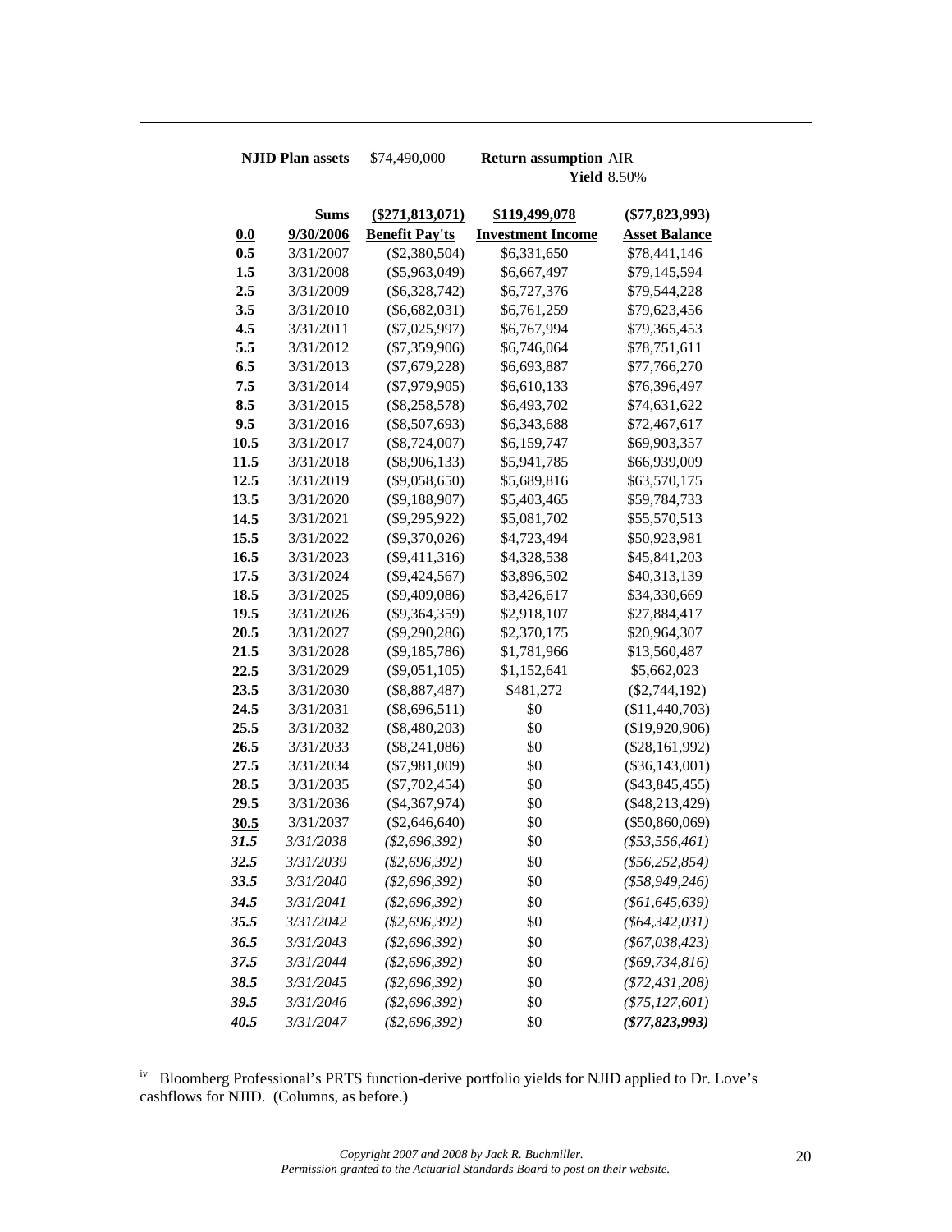**NJID Plan assets** $74,490,000 **Return assumption** AIR
**Yield** 8.50%

| | Sums | ($271,813,071) | $119,499,078 | ($77,823,993) |
|---|---|---|---|---|
| **0.0** | **9/30/2006** | **Benefit Pay'ts** | **Investment Income** | **Asset Balance** |
| **0.5** | 3/31/2007 | ($2,380,504) | $6,331,650 | $78,441,146 |
| **1.5** | 3/31/2008 | ($5,963,049) | $6,667,497 | $79,145,594 |
| **2.5** | 3/31/2009 | ($6,328,742) | $6,727,376 | $79,544,228 |
| **3.5** | 3/31/2010 | ($6,682,031) | $6,761,259 | $79,623,456 |
| **4.5** | 3/31/2011 | ($7,025,997) | $6,767,994 | $79,365,453 |
| **5.5** | 3/31/2012 | ($7,359,906) | $6,746,064 | $78,751,611 |
| **6.5** | 3/31/2013 | ($7,679,228) | $6,693,887 | $77,766,270 |
| **7.5** | 3/31/2014 | ($7,979,905) | $6,610,133 | $76,396,497 |
| **8.5** | 3/31/2015 | ($8,258,578) | $6,493,702 | $74,631,622 |
| **9.5** | 3/31/2016 | ($8,507,693) | $6,343,688 | $72,467,617 |
| **10.5** | 3/31/2017 | ($8,724,007) | $6,159,747 | $69,903,357 |
| **11.5** | 3/31/2018 | ($8,906,133) | $5,941,785 | $66,939,009 |
| **12.5** | 3/31/2019 | ($9,058,650) | $5,689,816 | $63,570,175 |
| **13.5** | 3/31/2020 | ($9,188,907) | $5,403,465 | $59,784,733 |
| **14.5** | 3/31/2021 | ($9,295,922) | $5,081,702 | $55,570,513 |
| **15.5** | 3/31/2022 | ($9,370,026) | $4,723,494 | $50,923,981 |
| **16.5** | 3/31/2023 | ($9,411,316) | $4,328,538 | $45,841,203 |
| **17.5** | 3/31/2024 | ($9,424,567) | $3,896,502 | $40,313,139 |
| **18.5** | 3/31/2025 | ($9,409,086) | $3,426,617 | $34,330,669 |
| **19.5** | 3/31/2026 | ($9,364,359) | $2,918,107 | $27,884,417 |
| **20.5** | 3/31/2027 | ($9,290,286) | $2,370,175 | $20,964,307 |
| **21.5** | 3/31/2028 | ($9,185,786) | $1,781,966 | $13,560,487 |
| **22.5** | 3/31/2029 | ($9,051,105) | $1,152,641 | $5,662,023 |
| **23.5** | 3/31/2030 | ($8,887,487) | $481,272 | ($2,744,192) |
| **24.5** | 3/31/2031 | ($8,696,511) | $0 | ($11,440,703) |
| **25.5** | 3/31/2032 | ($8,480,203) | $0 | ($19,920,906) |
| **26.5** | 3/31/2033 | ($8,241,086) | $0 | ($28,161,992) |
| **27.5** | 3/31/2034 | ($7,981,009) | $0 | ($36,143,001) |
| **28.5** | 3/31/2035 | ($7,702,454) | $0 | ($43,845,455) |
| **29.5** | 3/31/2036 | ($4,367,974) | $0 | ($48,213,429) |
| **30.5** | 3/31/2037 | ($2,646,640) | $0 | ($50,860,069) |
| ***31.5*** | *3/31/2038* | *($2,696,392)* | $0 | *($53,556,461)* |
| ***32.5*** | *3/31/2039* | *($2,696,392)* | $0 | *($56,252,854)* |
| ***33.5*** | *3/31/2040* | *($2,696,392)* | $0 | *($58,949,246)* |
| ***34.5*** | *3/31/2041* | *($2,696,392)* | $0 | *($61,645,639)* |
| ***35.5*** | *3/31/2042* | *($2,696,392)* | $0 | *($64,342,031)* |
| ***36.5*** | *3/31/2043* | *($2,696,392)* | $0 | *($67,038,423)* |
| ***37.5*** | *3/31/2044* | *($2,696,392)* | $0 | *($69,734,816)* |
| ***38.5*** | *3/31/2045* | *($2,696,392)* | $0 | *($72,431,208)* |
| ***39.5*** | *3/31/2046* | *($2,696,392)* | $0 | *($75,127,601)* |
| ***40.5*** | *3/31/2047* | *($2,696,392)* | $0 | ***($77,823,993)*** |

[iv] Bloomberg Professional's PRTS function-derive portfolio yields for NJID applied to Dr. Love's cashflows for NJID. (Columns, as before.)

*Copyright 2007 and 2008 by Jack R. Buchmiller.*
*Permission granted to the Actuarial Standards Board to post on their website.*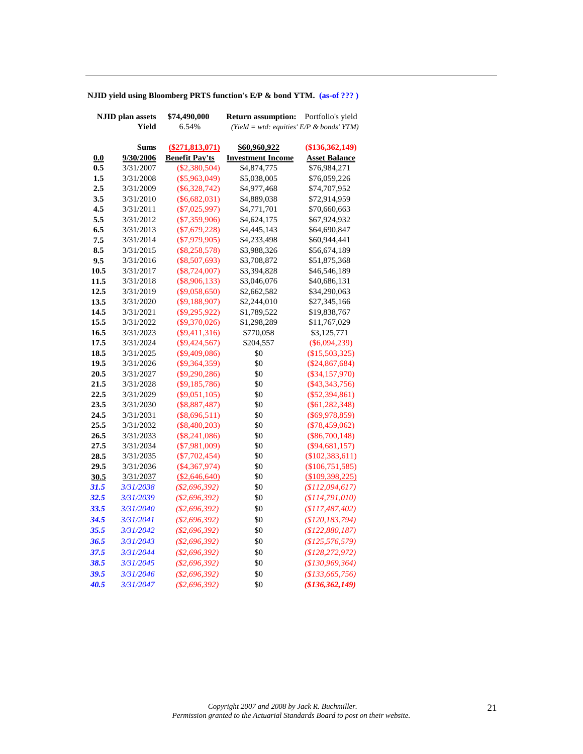**NJID yield using Bloomberg PRTS function's E/P & bond YTM. (as-of ??? )**

| | | | | |
|---|---|---|---|---|
| | NJID plan assets | $74,490,000 | Return assumption: | Portfolio's yield |
| | Yield | 6.54% | *(Yield = wtd: equities' E/P & bonds' YTM)* | |
| | Sums | ($271,813,071) | $60,960,922 | ($136,362,149) |
| 0.0 | 9/30/2006 | Benefit Pay'ts | Investment Income | Asset Balance |
| 0.5 | 3/31/2007 | ($2,380,504) | $4,874,775 | $76,984,271 |
| 1.5 | 3/31/2008 | ($5,963,049) | $5,038,005 | $76,059,226 |
| 2.5 | 3/31/2009 | ($6,328,742) | $4,977,468 | $74,707,952 |
| 3.5 | 3/31/2010 | ($6,682,031) | $4,889,038 | $72,914,959 |
| 4.5 | 3/31/2011 | ($7,025,997) | $4,771,701 | $70,660,663 |
| 5.5 | 3/31/2012 | ($7,359,906) | $4,624,175 | $67,924,932 |
| 6.5 | 3/31/2013 | ($7,679,228) | $4,445,143 | $64,690,847 |
| 7.5 | 3/31/2014 | ($7,979,905) | $4,233,498 | $60,944,441 |
| 8.5 | 3/31/2015 | ($8,258,578) | $3,988,326 | $56,674,189 |
| 9.5 | 3/31/2016 | ($8,507,693) | $3,708,872 | $51,875,368 |
| 10.5 | 3/31/2017 | ($8,724,007) | $3,394,828 | $46,546,189 |
| 11.5 | 3/31/2018 | ($8,906,133) | $3,046,076 | $40,686,131 |
| 12.5 | 3/31/2019 | ($9,058,650) | $2,662,582 | $34,290,063 |
| 13.5 | 3/31/2020 | ($9,188,907) | $2,244,010 | $27,345,166 |
| 14.5 | 3/31/2021 | ($9,295,922) | $1,789,522 | $19,838,767 |
| 15.5 | 3/31/2022 | ($9,370,026) | $1,298,289 | $11,767,029 |
| 16.5 | 3/31/2023 | ($9,411,316) | $770,058 | $3,125,771 |
| 17.5 | 3/31/2024 | ($9,424,567) | $204,557 | ($6,094,239) |
| 18.5 | 3/31/2025 | ($9,409,086) | $0 | ($15,503,325) |
| 19.5 | 3/31/2026 | ($9,364,359) | $0 | ($24,867,684) |
| 20.5 | 3/31/2027 | ($9,290,286) | $0 | ($34,157,970) |
| 21.5 | 3/31/2028 | ($9,185,786) | $0 | ($43,343,756) |
| 22.5 | 3/31/2029 | ($9,051,105) | $0 | ($52,394,861) |
| 23.5 | 3/31/2030 | ($8,887,487) | $0 | ($61,282,348) |
| 24.5 | 3/31/2031 | ($8,696,511) | $0 | ($69,978,859) |
| 25.5 | 3/31/2032 | ($8,480,203) | $0 | ($78,459,062) |
| 26.5 | 3/31/2033 | ($8,241,086) | $0 | ($86,700,148) |
| 27.5 | 3/31/2034 | ($7,981,009) | $0 | ($94,681,157) |
| 28.5 | 3/31/2035 | ($7,702,454) | $0 | ($102,383,611) |
| 29.5 | 3/31/2036 | ($4,367,974) | $0 | ($106,751,585) |
| 30.5 | 3/31/2037 | ($2,646,640) | $0 | ($109,398,225) |
| *31.5* | *3/31/2038* | *($2,696,392)* | $0 | *($112,094,617)* |
| *32.5* | *3/31/2039* | *($2,696,392)* | $0 | *($114,791,010)* |
| *33.5* | *3/31/2040* | *($2,696,392)* | $0 | *($117,487,402)* |
| *34.5* | *3/31/2041* | *($2,696,392)* | $0 | *($120,183,794)* |
| *35.5* | *3/31/2042* | *($2,696,392)* | $0 | *($122,880,187)* |
| *36.5* | *3/31/2043* | *($2,696,392)* | $0 | *($125,576,579)* |
| *37.5* | *3/31/2044* | *($2,696,392)* | $0 | *($128,272,972)* |
| *38.5* | *3/31/2045* | *($2,696,392)* | $0 | *($130,969,364)* |
| *39.5* | *3/31/2046* | *($2,696,392)* | $0 | *($133,665,756)* |
| *40.5* | *3/31/2047* | *($2,696,392)* | $0 | ***($136,362,149)*** |

*Copyright 2007 and 2008 by Jack R. Buchmiller.*
*Permission granted to the Actuarial Standards Board to post on their website.*